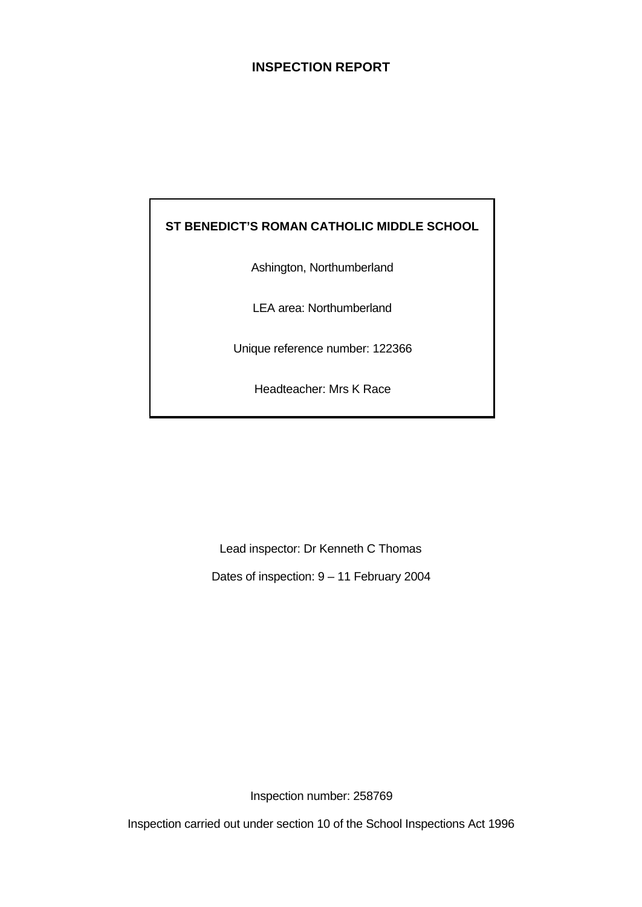# INSPECTION REPORT

**ST BENEDICT'S ROMAN CATHOLIC MIDDLE SCHOOL**

Ashington, Northumberland

LEA area: Northumberland

Unique reference number: 122366

Headteacher: Mrs K Race

Lead inspector: Dr Kenneth C Thomas

Dates of inspection: 9 – 11 February 2004

Inspection number: 258769

Inspection carried out under section 10 of the School Inspections Act 1996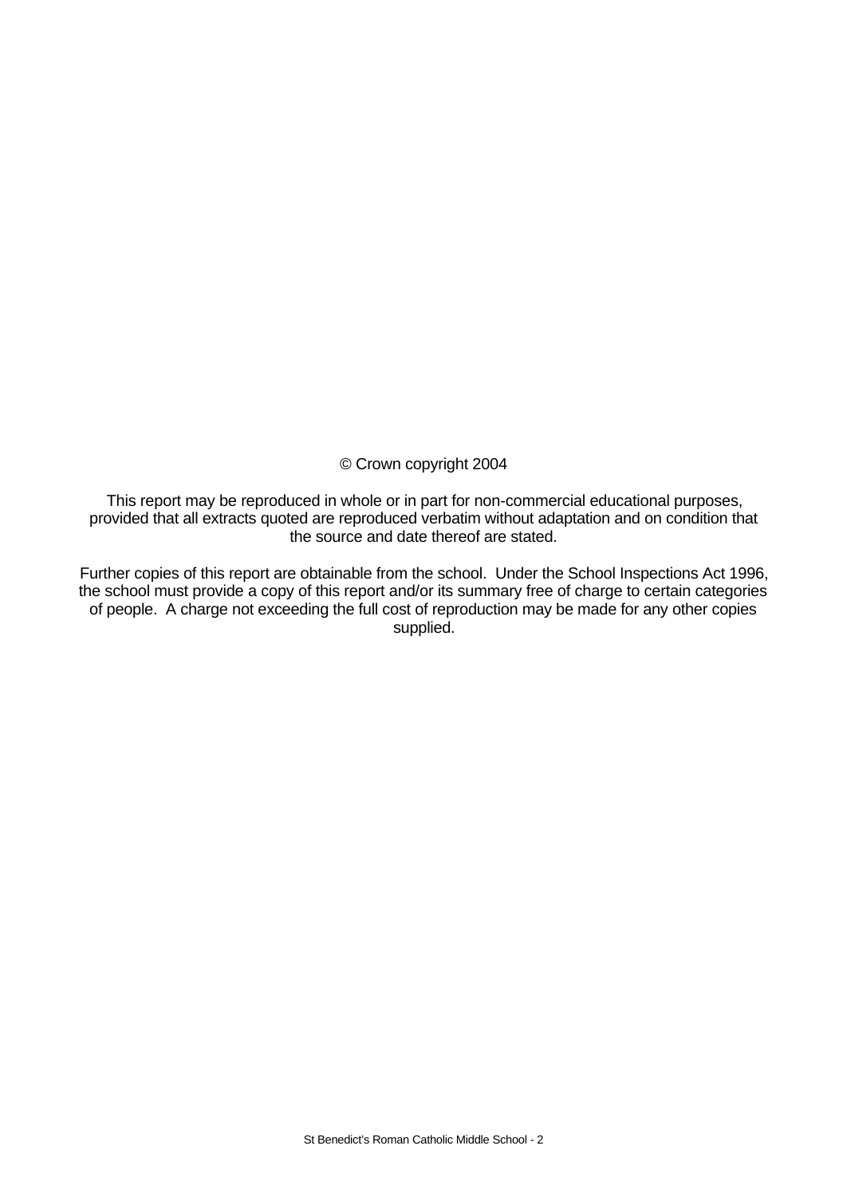© Crown copyright 2004

This report may be reproduced in whole or in part for non-commercial educational purposes, provided that all extracts quoted are reproduced verbatim without adaptation and on condition that the source and date thereof are stated.

Further copies of this report are obtainable from the school. Under the School Inspections Act 1996, the school must provide a copy of this report and/or its summary free of charge to certain categories of people. A charge not exceeding the full cost of reproduction may be made for any other copies supplied.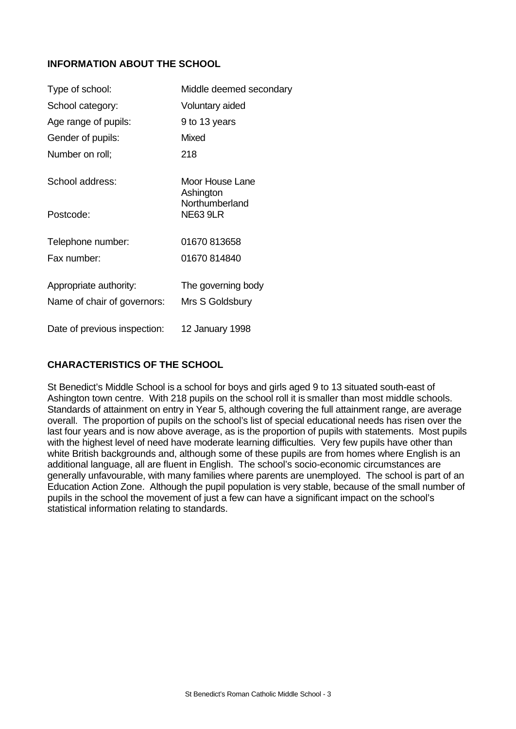## INFORMATION ABOUT THE SCHOOL

| | |
|---|---|
| Type of school: | Middle deemed secondary |
| School category: | Voluntary aided |
| Age range of pupils: | 9 to 13 years |
| Gender of pupils: | Mixed |
| Number on roll; | 218 |
| School address: | Moor House Lane<br>Ashington<br>Northumberland |
| Postcode: | NE63 9LR |
| Telephone number: | 01670 813658 |
| Fax number: | 01670 814840 |
| Appropriate authority: | The governing body |
| Name of chair of governors: | Mrs S Goldsbury |
| Date of previous inspection: | 12 January 1998 |

## CHARACTERISTICS OF THE SCHOOL

St Benedict's Middle School is a school for boys and girls aged 9 to 13 situated south-east of Ashington town centre. With 218 pupils on the school roll it is smaller than most middle schools. Standards of attainment on entry in Year 5, although covering the full attainment range, are average overall. The proportion of pupils on the school's list of special educational needs has risen over the last four years and is now above average, as is the proportion of pupils with statements. Most pupils with the highest level of need have moderate learning difficulties. Very few pupils have other than white British backgrounds and, although some of these pupils are from homes where English is an additional language, all are fluent in English. The school's socio-economic circumstances are generally unfavourable, with many families where parents are unemployed. The school is part of an Education Action Zone. Although the pupil population is very stable, because of the small number of pupils in the school the movement of just a few can have a significant impact on the school's statistical information relating to standards.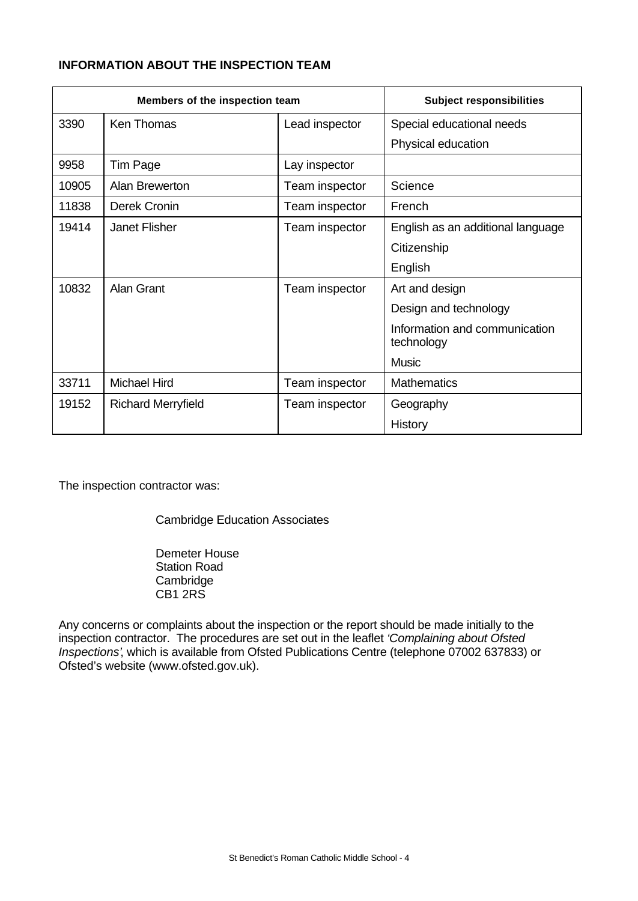**INFORMATION ABOUT THE INSPECTION TEAM**

| Members of the inspection team | | | Subject responsibilities |
|---|---|---|---|
| 3390 | Ken Thomas | Lead inspector | Special educational needs<br>Physical education |
| 9958 | Tim Page | Lay inspector | |
| 10905 | Alan Brewerton | Team inspector | Science |
| 11838 | Derek Cronin | Team inspector | French |
| 19414 | Janet Flisher | Team inspector | English as an additional language<br>Citizenship<br>English |
| 10832 | Alan Grant | Team inspector | Art and design<br>Design and technology<br>Information and communication technology<br>Music |
| 33711 | Michael Hird | Team inspector | Mathematics |
| 19152 | Richard Merryfield | Team inspector | Geography<br>History |

The inspection contractor was:

Cambridge Education Associates

Demeter House
Station Road
Cambridge
CB1 2RS

Any concerns or complaints about the inspection or the report should be made initially to the inspection contractor. The procedures are set out in the leaflet *'Complaining about Ofsted Inspections'*, which is available from Ofsted Publications Centre (telephone 07002 637833) or Ofsted's website (www.ofsted.gov.uk).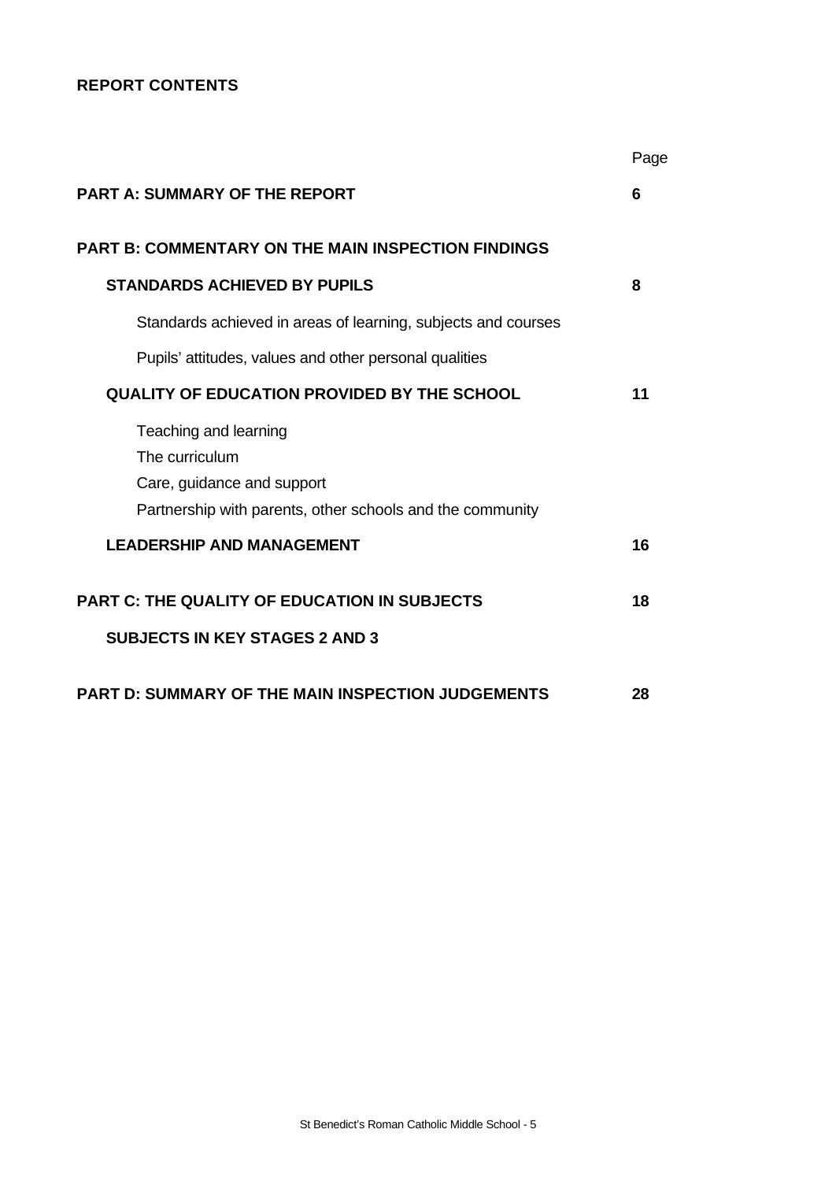**REPORT CONTENTS**

| | Page |
|---|---|
| **PART A: SUMMARY OF THE REPORT** | **6** |
| **PART B: COMMENTARY ON THE MAIN INSPECTION FINDINGS** | |
| **STANDARDS ACHIEVED BY PUPILS** | **8** |
| Standards achieved in areas of learning, subjects and courses | |
| Pupils' attitudes, values and other personal qualities | |
| **QUALITY OF EDUCATION PROVIDED BY THE SCHOOL** | **11** |
| Teaching and learning<br>The curriculum<br>Care, guidance and support<br>Partnership with parents, other schools and the community | |
| **LEADERSHIP AND MANAGEMENT** | **16** |
| **PART C: THE QUALITY OF EDUCATION IN SUBJECTS** | **18** |
| **SUBJECTS IN KEY STAGES 2 AND 3** | |
| **PART D: SUMMARY OF THE MAIN INSPECTION JUDGEMENTS** | **28** |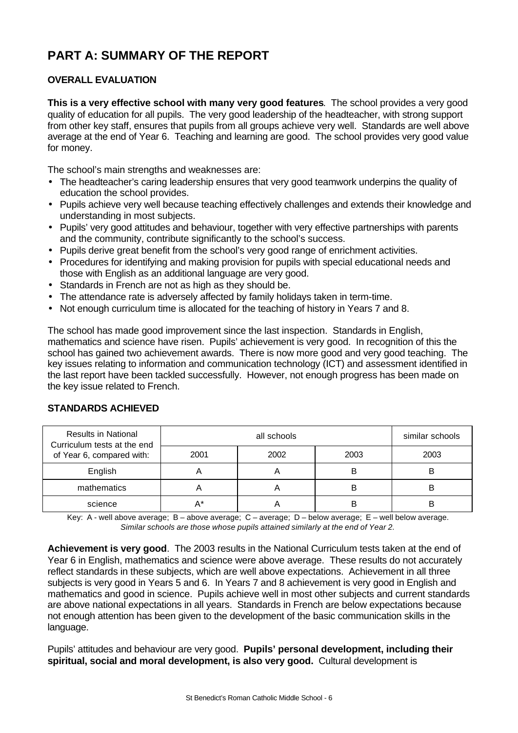# PART A: SUMMARY OF THE REPORT

## OVERALL EVALUATION

**This is a very effective school with many very good features**. The school provides a very good quality of education for all pupils. The very good leadership of the headteacher, with strong support from other key staff, ensures that pupils from all groups achieve very well. Standards are well above average at the end of Year 6. Teaching and learning are good. The school provides very good value for money.

The school's main strengths and weaknesses are:

- The headteacher's caring leadership ensures that very good teamwork underpins the quality of education the school provides.
- Pupils achieve very well because teaching effectively challenges and extends their knowledge and understanding in most subjects.
- Pupils' very good attitudes and behaviour, together with very effective partnerships with parents and the community, contribute significantly to the school's success.
- Pupils derive great benefit from the school's very good range of enrichment activities.
- Procedures for identifying and making provision for pupils with special educational needs and those with English as an additional language are very good.
- Standards in French are not as high as they should be.
- The attendance rate is adversely affected by family holidays taken in term-time.
- Not enough curriculum time is allocated for the teaching of history in Years 7 and 8.

The school has made good improvement since the last inspection. Standards in English, mathematics and science have risen. Pupils' achievement is very good. In recognition of this the school has gained two achievement awards. There is now more good and very good teaching. The key issues relating to information and communication technology (ICT) and assessment identified in the last report have been tackled successfully. However, not enough progress has been made on the key issue related to French.

## STANDARDS ACHIEVED

| Results in National Curriculum tests at the end of Year 6, compared with: | all schools | | | similar schools |
|---|---|---|---|---|
| | 2001 | 2002 | 2003 | 2003 |
| English | A | A | B | B |
| mathematics | A | A | B | B |
| science | A* | A | B | B |

Key: A - well above average; B – above average; C – average; D – below average; E – well below average.
*Similar schools are those whose pupils attained similarly at the end of Year 2.*

**Achievement is very good**. The 2003 results in the National Curriculum tests taken at the end of Year 6 in English, mathematics and science were above average. These results do not accurately reflect standards in these subjects, which are well above expectations. Achievement in all three subjects is very good in Years 5 and 6. In Years 7 and 8 achievement is very good in English and mathematics and good in science. Pupils achieve well in most other subjects and current standards are above national expectations in all years. Standards in French are below expectations because not enough attention has been given to the development of the basic communication skills in the language.

Pupils' attitudes and behaviour are very good. **Pupils' personal development, including their spiritual, social and moral development, is also very good.** Cultural development is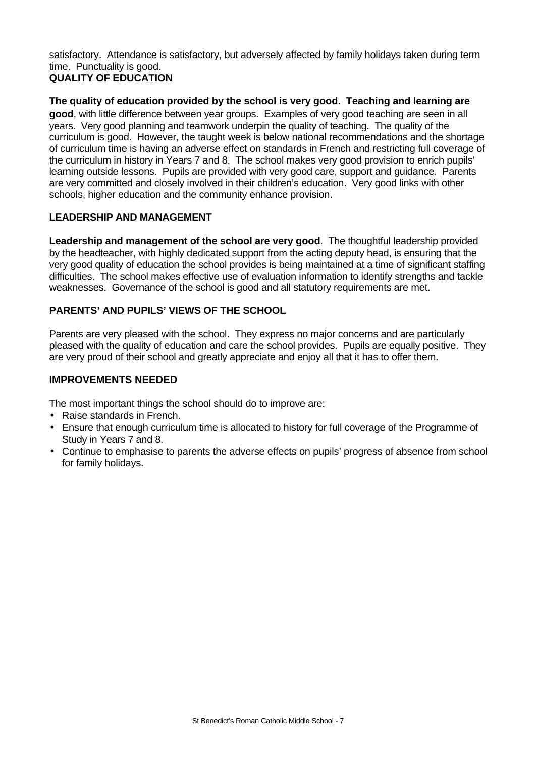satisfactory. Attendance is satisfactory, but adversely affected by family holidays taken during term time. Punctuality is good.

## QUALITY OF EDUCATION

**The quality of education provided by the school is very good. Teaching and learning are good**, with little difference between year groups. Examples of very good teaching are seen in all years. Very good planning and teamwork underpin the quality of teaching. The quality of the curriculum is good. However, the taught week is below national recommendations and the shortage of curriculum time is having an adverse effect on standards in French and restricting full coverage of the curriculum in history in Years 7 and 8. The school makes very good provision to enrich pupils' learning outside lessons. Pupils are provided with very good care, support and guidance. Parents are very committed and closely involved in their children's education. Very good links with other schools, higher education and the community enhance provision.

## LEADERSHIP AND MANAGEMENT

**Leadership and management of the school are very good**. The thoughtful leadership provided by the headteacher, with highly dedicated support from the acting deputy head, is ensuring that the very good quality of education the school provides is being maintained at a time of significant staffing difficulties. The school makes effective use of evaluation information to identify strengths and tackle weaknesses. Governance of the school is good and all statutory requirements are met.

## PARENTS' AND PUPILS' VIEWS OF THE SCHOOL

Parents are very pleased with the school. They express no major concerns and are particularly pleased with the quality of education and care the school provides. Pupils are equally positive. They are very proud of their school and greatly appreciate and enjoy all that it has to offer them.

## IMPROVEMENTS NEEDED

The most important things the school should do to improve are:

- Raise standards in French.
- Ensure that enough curriculum time is allocated to history for full coverage of the Programme of Study in Years 7 and 8.
- Continue to emphasise to parents the adverse effects on pupils' progress of absence from school for family holidays.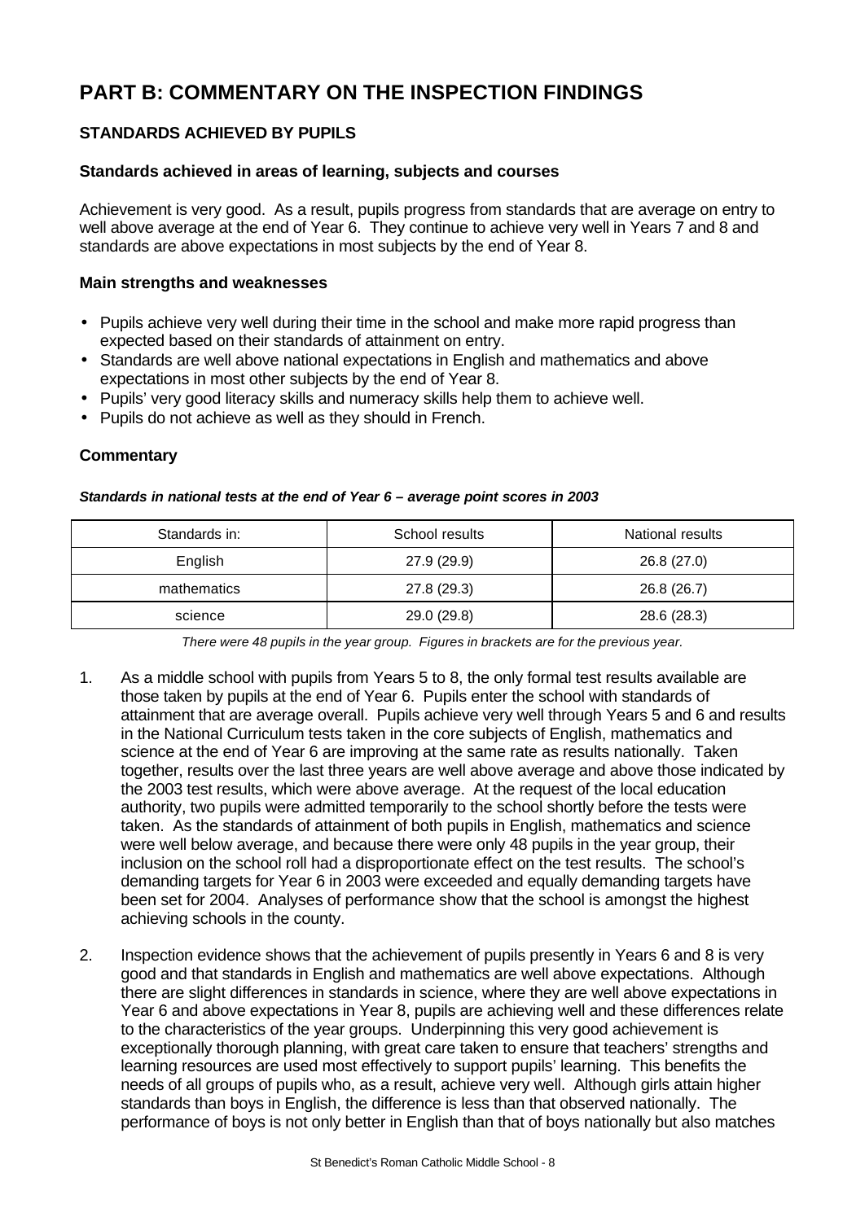# PART B: COMMENTARY ON THE INSPECTION FINDINGS

## STANDARDS ACHIEVED BY PUPILS

### Standards achieved in areas of learning, subjects and courses

Achievement is very good. As a result, pupils progress from standards that are average on entry to well above average at the end of Year 6. They continue to achieve very well in Years 7 and 8 and standards are above expectations in most subjects by the end of Year 8.

### Main strengths and weaknesses

- Pupils achieve very well during their time in the school and make more rapid progress than expected based on their standards of attainment on entry.
- Standards are well above national expectations in English and mathematics and above expectations in most other subjects by the end of Year 8.
- Pupils' very good literacy skills and numeracy skills help them to achieve well.
- Pupils do not achieve as well as they should in French.

### Commentary

***Standards in national tests at the end of Year 6 – average point scores in 2003***

| Standards in: | School results | National results |
|---|---|---|
| English | 27.9 (29.9) | 26.8 (27.0) |
| mathematics | 27.8 (29.3) | 26.8 (26.7) |
| science | 29.0 (29.8) | 28.6 (28.3) |

*There were 48 pupils in the year group. Figures in brackets are for the previous year.*

1. As a middle school with pupils from Years 5 to 8, the only formal test results available are those taken by pupils at the end of Year 6. Pupils enter the school with standards of attainment that are average overall. Pupils achieve very well through Years 5 and 6 and results in the National Curriculum tests taken in the core subjects of English, mathematics and science at the end of Year 6 are improving at the same rate as results nationally. Taken together, results over the last three years are well above average and above those indicated by the 2003 test results, which were above average. At the request of the local education authority, two pupils were admitted temporarily to the school shortly before the tests were taken. As the standards of attainment of both pupils in English, mathematics and science were well below average, and because there were only 48 pupils in the year group, their inclusion on the school roll had a disproportionate effect on the test results. The school's demanding targets for Year 6 in 2003 were exceeded and equally demanding targets have been set for 2004. Analyses of performance show that the school is amongst the highest achieving schools in the county.

2. Inspection evidence shows that the achievement of pupils presently in Years 6 and 8 is very good and that standards in English and mathematics are well above expectations. Although there are slight differences in standards in science, where they are well above expectations in Year 6 and above expectations in Year 8, pupils are achieving well and these differences relate to the characteristics of the year groups. Underpinning this very good achievement is exceptionally thorough planning, with great care taken to ensure that teachers' strengths and learning resources are used most effectively to support pupils' learning. This benefits the needs of all groups of pupils who, as a result, achieve very well. Although girls attain higher standards than boys in English, the difference is less than that observed nationally. The performance of boys is not only better in English than that of boys nationally but also matches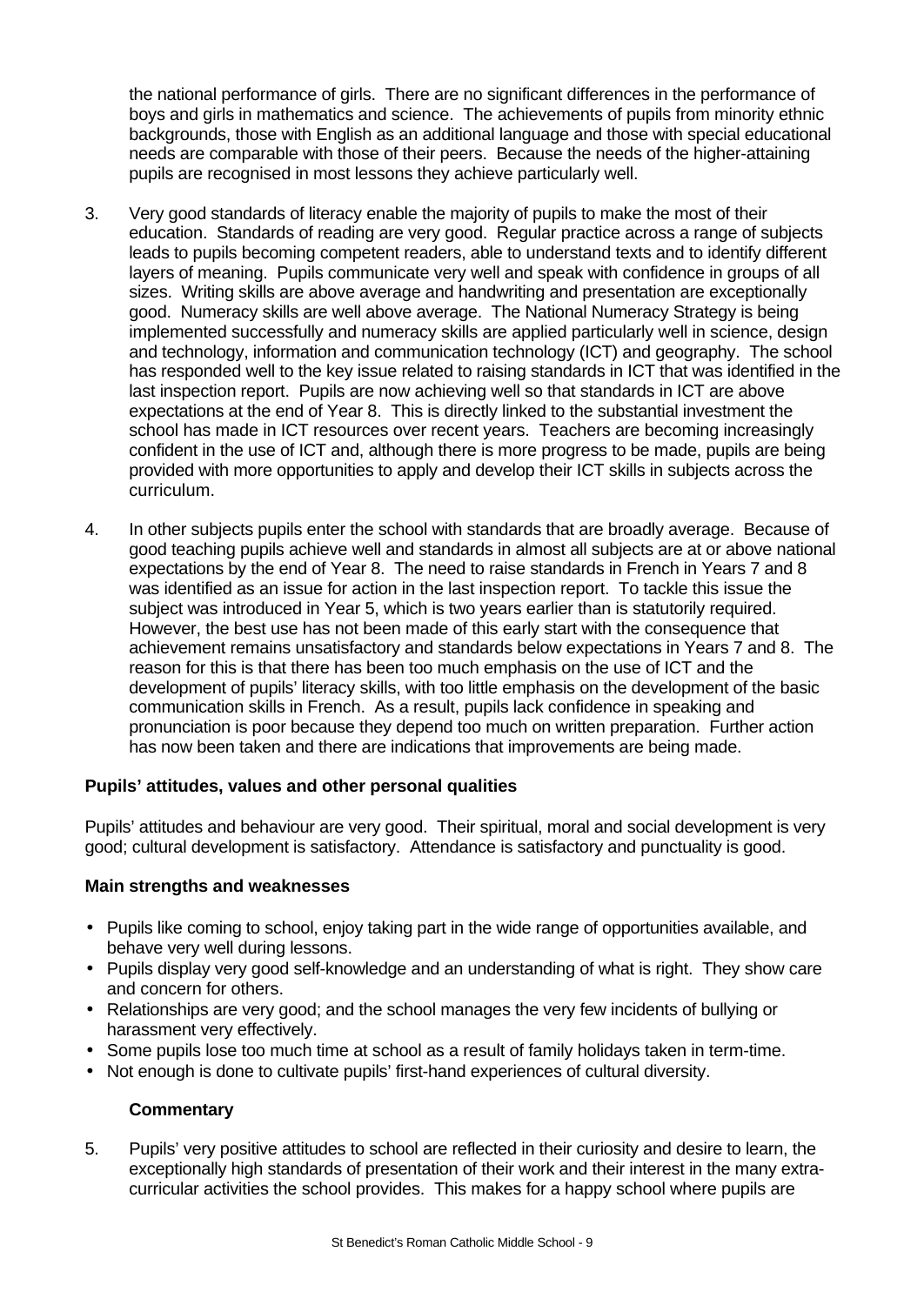the national performance of girls. There are no significant differences in the performance of boys and girls in mathematics and science. The achievements of pupils from minority ethnic backgrounds, those with English as an additional language and those with special educational needs are comparable with those of their peers. Because the needs of the higher-attaining pupils are recognised in most lessons they achieve particularly well.

3. Very good standards of literacy enable the majority of pupils to make the most of their education. Standards of reading are very good. Regular practice across a range of subjects leads to pupils becoming competent readers, able to understand texts and to identify different layers of meaning. Pupils communicate very well and speak with confidence in groups of all sizes. Writing skills are above average and handwriting and presentation are exceptionally good. Numeracy skills are well above average. The National Numeracy Strategy is being implemented successfully and numeracy skills are applied particularly well in science, design and technology, information and communication technology (ICT) and geography. The school has responded well to the key issue related to raising standards in ICT that was identified in the last inspection report. Pupils are now achieving well so that standards in ICT are above expectations at the end of Year 8. This is directly linked to the substantial investment the school has made in ICT resources over recent years. Teachers are becoming increasingly confident in the use of ICT and, although there is more progress to be made, pupils are being provided with more opportunities to apply and develop their ICT skills in subjects across the curriculum.

4. In other subjects pupils enter the school with standards that are broadly average. Because of good teaching pupils achieve well and standards in almost all subjects are at or above national expectations by the end of Year 8. The need to raise standards in French in Years 7 and 8 was identified as an issue for action in the last inspection report. To tackle this issue the subject was introduced in Year 5, which is two years earlier than is statutorily required. However, the best use has not been made of this early start with the consequence that achievement remains unsatisfactory and standards below expectations in Years 7 and 8. The reason for this is that there has been too much emphasis on the use of ICT and the development of pupils' literacy skills, with too little emphasis on the development of the basic communication skills in French. As a result, pupils lack confidence in speaking and pronunciation is poor because they depend too much on written preparation. Further action has now been taken and there are indications that improvements are being made.

### Pupils' attitudes, values and other personal qualities

Pupils' attitudes and behaviour are very good. Their spiritual, moral and social development is very good; cultural development is satisfactory. Attendance is satisfactory and punctuality is good.

#### Main strengths and weaknesses

- Pupils like coming to school, enjoy taking part in the wide range of opportunities available, and behave very well during lessons.
- Pupils display very good self-knowledge and an understanding of what is right. They show care and concern for others.
- Relationships are very good; and the school manages the very few incidents of bullying or harassment very effectively.
- Some pupils lose too much time at school as a result of family holidays taken in term-time.
- Not enough is done to cultivate pupils' first-hand experiences of cultural diversity.

#### Commentary

5. Pupils' very positive attitudes to school are reflected in their curiosity and desire to learn, the exceptionally high standards of presentation of their work and their interest in the many extra-curricular activities the school provides. This makes for a happy school where pupils are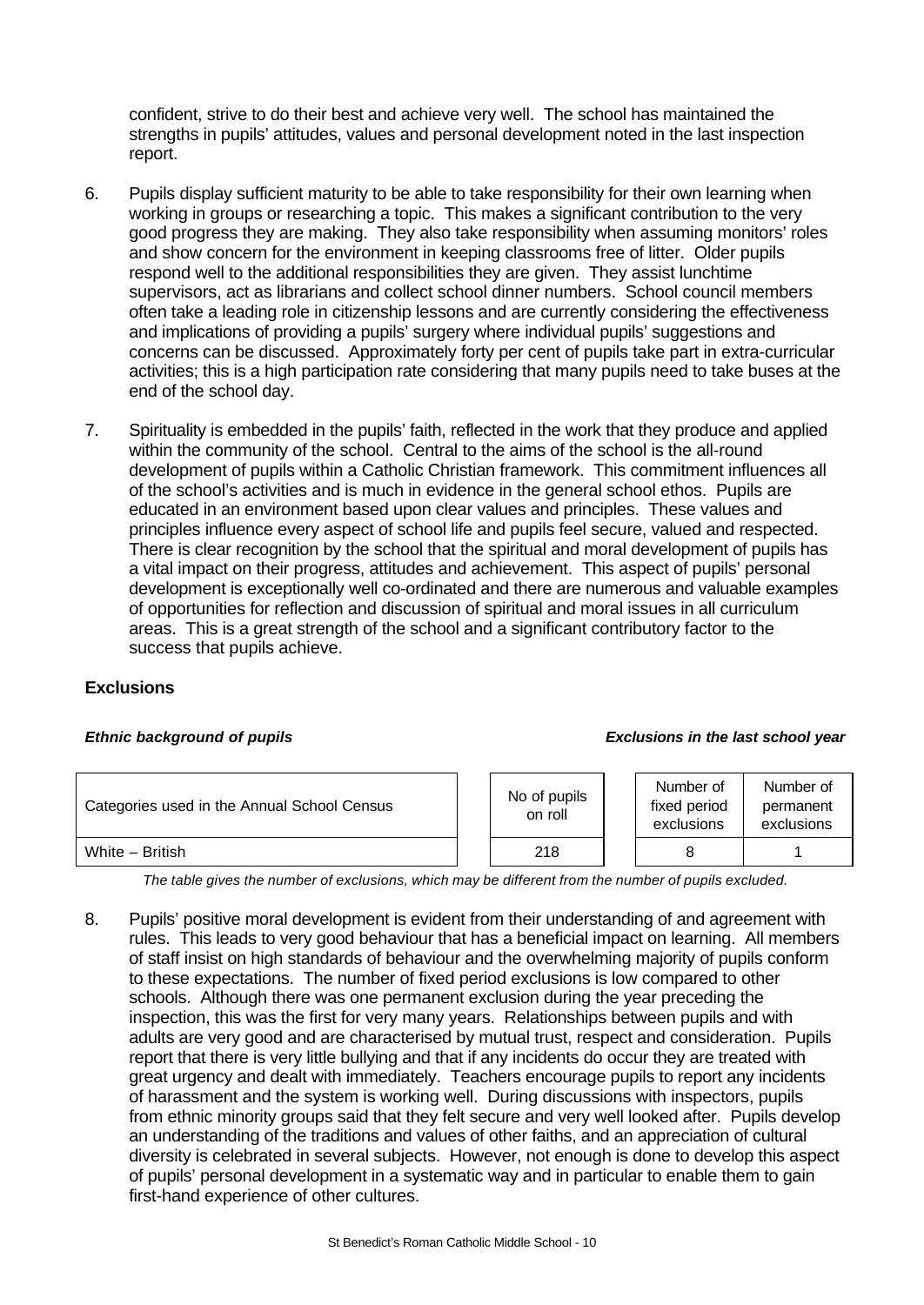confident, strive to do their best and achieve very well. The school has maintained the strengths in pupils' attitudes, values and personal development noted in the last inspection report.

6. Pupils display sufficient maturity to be able to take responsibility for their own learning when working in groups or researching a topic. This makes a significant contribution to the very good progress they are making. They also take responsibility when assuming monitors' roles and show concern for the environment in keeping classrooms free of litter. Older pupils respond well to the additional responsibilities they are given. They assist lunchtime supervisors, act as librarians and collect school dinner numbers. School council members often take a leading role in citizenship lessons and are currently considering the effectiveness and implications of providing a pupils' surgery where individual pupils' suggestions and concerns can be discussed. Approximately forty per cent of pupils take part in extra-curricular activities; this is a high participation rate considering that many pupils need to take buses at the end of the school day.

7. Spirituality is embedded in the pupils' faith, reflected in the work that they produce and applied within the community of the school. Central to the aims of the school is the all-round development of pupils within a Catholic Christian framework. This commitment influences all of the school's activities and is much in evidence in the general school ethos. Pupils are educated in an environment based upon clear values and principles. These values and principles influence every aspect of school life and pupils feel secure, valued and respected. There is clear recognition by the school that the spiritual and moral development of pupils has a vital impact on their progress, attitudes and achievement. This aspect of pupils' personal development is exceptionally well co-ordinated and there are numerous and valuable examples of opportunities for reflection and discussion of spiritual and moral issues in all curriculum areas. This is a great strength of the school and a significant contributory factor to the success that pupils achieve.

**Exclusions**

***Ethnic background of pupils*** ***Exclusions in the last school year***

| Categories used in the Annual School Census | No of pupils on roll | Number of fixed period exclusions | Number of permanent exclusions |
|---|---|---|---|
| White – British | 218 | 8 | 1 |

*The table gives the number of exclusions, which may be different from the number of pupils excluded.*

8. Pupils' positive moral development is evident from their understanding of and agreement with rules. This leads to very good behaviour that has a beneficial impact on learning. All members of staff insist on high standards of behaviour and the overwhelming majority of pupils conform to these expectations. The number of fixed period exclusions is low compared to other schools. Although there was one permanent exclusion during the year preceding the inspection, this was the first for very many years. Relationships between pupils and with adults are very good and are characterised by mutual trust, respect and consideration. Pupils report that there is very little bullying and that if any incidents do occur they are treated with great urgency and dealt with immediately. Teachers encourage pupils to report any incidents of harassment and the system is working well. During discussions with inspectors, pupils from ethnic minority groups said that they felt secure and very well looked after. Pupils develop an understanding of the traditions and values of other faiths, and an appreciation of cultural diversity is celebrated in several subjects. However, not enough is done to develop this aspect of pupils' personal development in a systematic way and in particular to enable them to gain first-hand experience of other cultures.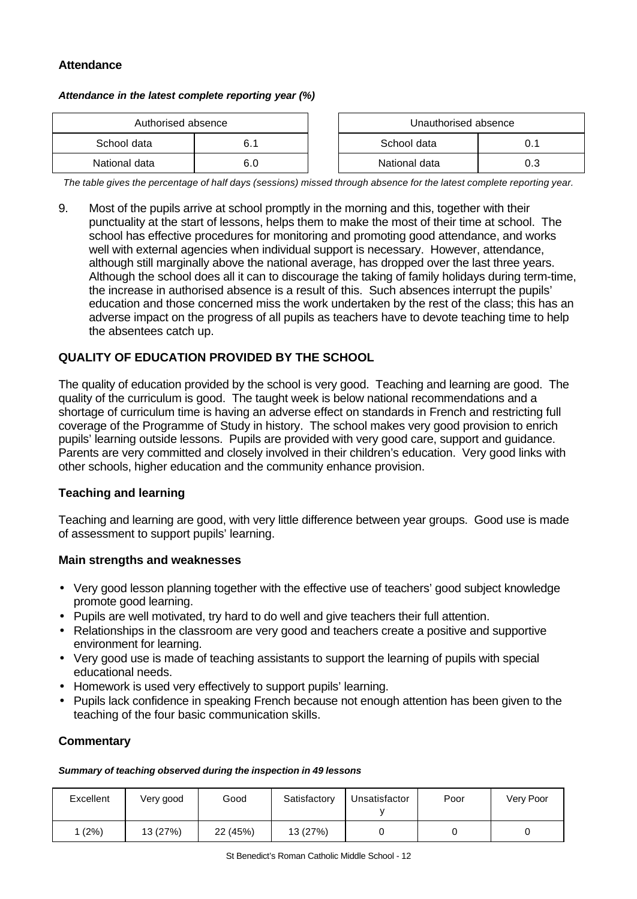### Attendance

***Attendance in the latest complete reporting year (%)***

| Authorised absence | |
|---|---|
| School data | 6.1 |
| National data | 6.0 |

| Unauthorised absence | |
|---|---|
| School data | 0.1 |
| National data | 0.3 |

*The table gives the percentage of half days (sessions) missed through absence for the latest complete reporting year.*

9. Most of the pupils arrive at school promptly in the morning and this, together with their punctuality at the start of lessons, helps them to make the most of their time at school. The school has effective procedures for monitoring and promoting good attendance, and works well with external agencies when individual support is necessary. However, attendance, although still marginally above the national average, has dropped over the last three years. Although the school does all it can to discourage the taking of family holidays during term-time, the increase in authorised absence is a result of this. Such absences interrupt the pupils' education and those concerned miss the work undertaken by the rest of the class; this has an adverse impact on the progress of all pupils as teachers have to devote teaching time to help the absentees catch up.

## QUALITY OF EDUCATION PROVIDED BY THE SCHOOL

The quality of education provided by the school is very good. Teaching and learning are good. The quality of the curriculum is good. The taught week is below national recommendations and a shortage of curriculum time is having an adverse effect on standards in French and restricting full coverage of the Programme of Study in history. The school makes very good provision to enrich pupils' learning outside lessons. Pupils are provided with very good care, support and guidance. Parents are very committed and closely involved in their children's education. Very good links with other schools, higher education and the community enhance provision.

### Teaching and learning

Teaching and learning are good, with very little difference between year groups. Good use is made of assessment to support pupils' learning.

### Main strengths and weaknesses

- Very good lesson planning together with the effective use of teachers' good subject knowledge promote good learning.
- Pupils are well motivated, try hard to do well and give teachers their full attention.
- Relationships in the classroom are very good and teachers create a positive and supportive environment for learning.
- Very good use is made of teaching assistants to support the learning of pupils with special educational needs.
- Homework is used very effectively to support pupils' learning.
- Pupils lack confidence in speaking French because not enough attention has been given to the teaching of the four basic communication skills.

### Commentary

***Summary of teaching observed during the inspection in 49 lessons***

| Excellent | Very good | Good | Satisfactory | Unsatisfactory | Poor | Very Poor |
|---|---|---|---|---|---|---|
| 1 (2%) | 13 (27%) | 22 (45%) | 13 (27%) | 0 | 0 | 0 |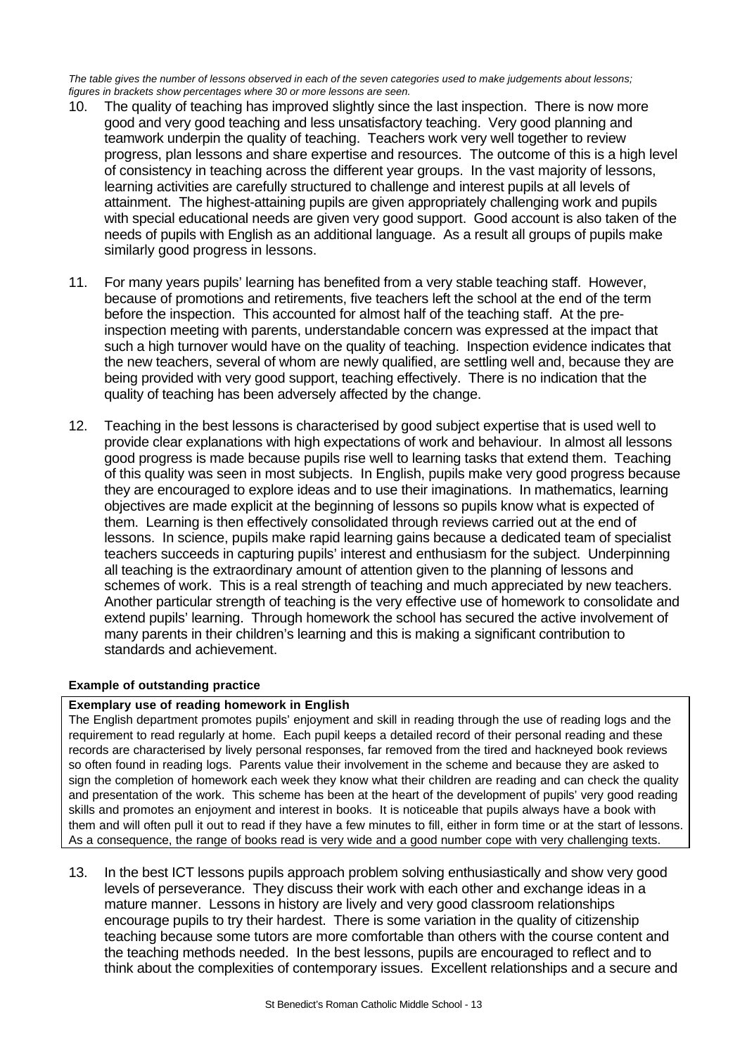*The table gives the number of lessons observed in each of the seven categories used to make judgements about lessons; figures in brackets show percentages where 30 or more lessons are seen.*

10. The quality of teaching has improved slightly since the last inspection. There is now more good and very good teaching and less unsatisfactory teaching. Very good planning and teamwork underpin the quality of teaching. Teachers work very well together to review progress, plan lessons and share expertise and resources. The outcome of this is a high level of consistency in teaching across the different year groups. In the vast majority of lessons, learning activities are carefully structured to challenge and interest pupils at all levels of attainment. The highest-attaining pupils are given appropriately challenging work and pupils with special educational needs are given very good support. Good account is also taken of the needs of pupils with English as an additional language. As a result all groups of pupils make similarly good progress in lessons.

11. For many years pupils' learning has benefited from a very stable teaching staff. However, because of promotions and retirements, five teachers left the school at the end of the term before the inspection. This accounted for almost half of the teaching staff. At the pre-inspection meeting with parents, understandable concern was expressed at the impact that such a high turnover would have on the quality of teaching. Inspection evidence indicates that the new teachers, several of whom are newly qualified, are settling well and, because they are being provided with very good support, teaching effectively. There is no indication that the quality of teaching has been adversely affected by the change.

12. Teaching in the best lessons is characterised by good subject expertise that is used well to provide clear explanations with high expectations of work and behaviour. In almost all lessons good progress is made because pupils rise well to learning tasks that extend them. Teaching of this quality was seen in most subjects. In English, pupils make very good progress because they are encouraged to explore ideas and to use their imaginations. In mathematics, learning objectives are made explicit at the beginning of lessons so pupils know what is expected of them. Learning is then effectively consolidated through reviews carried out at the end of lessons. In science, pupils make rapid learning gains because a dedicated team of specialist teachers succeeds in capturing pupils' interest and enthusiasm for the subject. Underpinning all teaching is the extraordinary amount of attention given to the planning of lessons and schemes of work. This is a real strength of teaching and much appreciated by new teachers. Another particular strength of teaching is the very effective use of homework to consolidate and extend pupils' learning. Through homework the school has secured the active involvement of many parents in their children's learning and this is making a significant contribution to standards and achievement.

**Example of outstanding practice**

**Exemplary use of reading homework in English**

The English department promotes pupils' enjoyment and skill in reading through the use of reading logs and the requirement to read regularly at home. Each pupil keeps a detailed record of their personal reading and these records are characterised by lively personal responses, far removed from the tired and hackneyed book reviews so often found in reading logs. Parents value their involvement in the scheme and because they are asked to sign the completion of homework each week they know what their children are reading and can check the quality and presentation of the work. This scheme has been at the heart of the development of pupils' very good reading skills and promotes an enjoyment and interest in books. It is noticeable that pupils always have a book with them and will often pull it out to read if they have a few minutes to fill, either in form time or at the start of lessons. As a consequence, the range of books read is very wide and a good number cope with very challenging texts.

13. In the best ICT lessons pupils approach problem solving enthusiastically and show very good levels of perseverance. They discuss their work with each other and exchange ideas in a mature manner. Lessons in history are lively and very good classroom relationships encourage pupils to try their hardest. There is some variation in the quality of citizenship teaching because some tutors are more comfortable than others with the course content and the teaching methods needed. In the best lessons, pupils are encouraged to reflect and to think about the complexities of contemporary issues. Excellent relationships and a secure and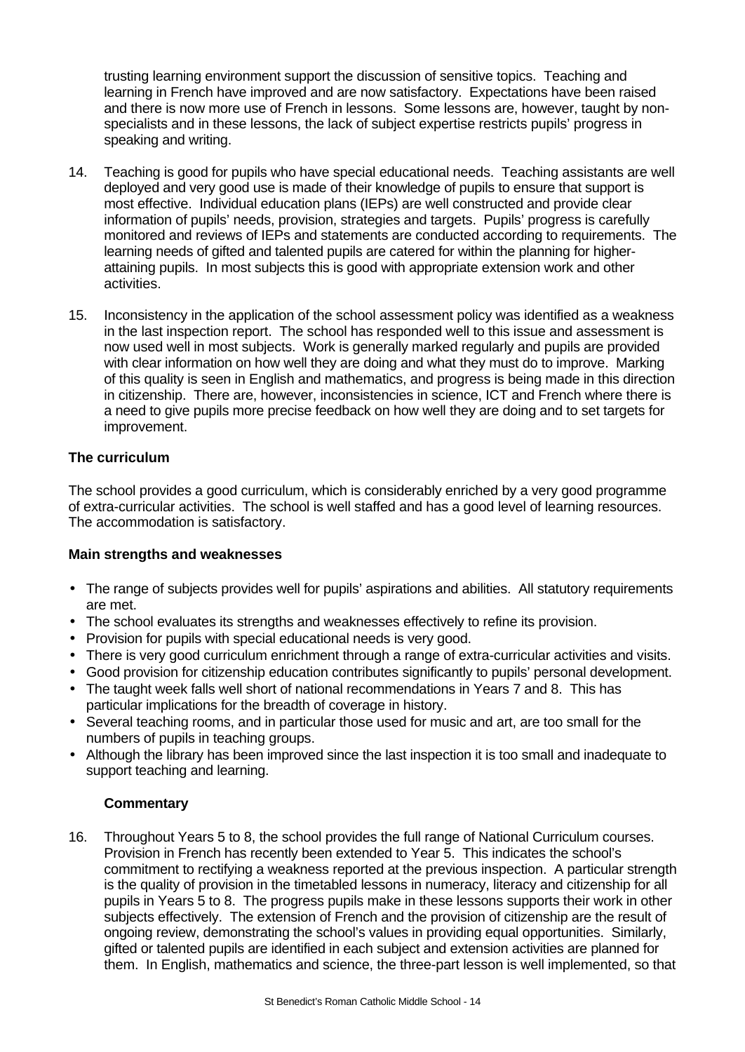trusting learning environment support the discussion of sensitive topics. Teaching and learning in French have improved and are now satisfactory. Expectations have been raised and there is now more use of French in lessons. Some lessons are, however, taught by non-specialists and in these lessons, the lack of subject expertise restricts pupils' progress in speaking and writing.

14. Teaching is good for pupils who have special educational needs. Teaching assistants are well deployed and very good use is made of their knowledge of pupils to ensure that support is most effective. Individual education plans (IEPs) are well constructed and provide clear information of pupils' needs, provision, strategies and targets. Pupils' progress is carefully monitored and reviews of IEPs and statements are conducted according to requirements. The learning needs of gifted and talented pupils are catered for within the planning for higher-attaining pupils. In most subjects this is good with appropriate extension work and other activities.

15. Inconsistency in the application of the school assessment policy was identified as a weakness in the last inspection report. The school has responded well to this issue and assessment is now used well in most subjects. Work is generally marked regularly and pupils are provided with clear information on how well they are doing and what they must do to improve. Marking of this quality is seen in English and mathematics, and progress is being made in this direction in citizenship. There are, however, inconsistencies in science, ICT and French where there is a need to give pupils more precise feedback on how well they are doing and to set targets for improvement.

### The curriculum

The school provides a good curriculum, which is considerably enriched by a very good programme of extra-curricular activities. The school is well staffed and has a good level of learning resources. The accommodation is satisfactory.

### Main strengths and weaknesses

- The range of subjects provides well for pupils' aspirations and abilities. All statutory requirements are met.
- The school evaluates its strengths and weaknesses effectively to refine its provision.
- Provision for pupils with special educational needs is very good.
- There is very good curriculum enrichment through a range of extra-curricular activities and visits.
- Good provision for citizenship education contributes significantly to pupils' personal development.
- The taught week falls well short of national recommendations in Years 7 and 8. This has particular implications for the breadth of coverage in history.
- Several teaching rooms, and in particular those used for music and art, are too small for the numbers of pupils in teaching groups.
- Although the library has been improved since the last inspection it is too small and inadequate to support teaching and learning.

#### Commentary

16. Throughout Years 5 to 8, the school provides the full range of National Curriculum courses. Provision in French has recently been extended to Year 5. This indicates the school's commitment to rectifying a weakness reported at the previous inspection. A particular strength is the quality of provision in the timetabled lessons in numeracy, literacy and citizenship for all pupils in Years 5 to 8. The progress pupils make in these lessons supports their work in other subjects effectively. The extension of French and the provision of citizenship are the result of ongoing review, demonstrating the school's values in providing equal opportunities. Similarly, gifted or talented pupils are identified in each subject and extension activities are planned for them. In English, mathematics and science, the three-part lesson is well implemented, so that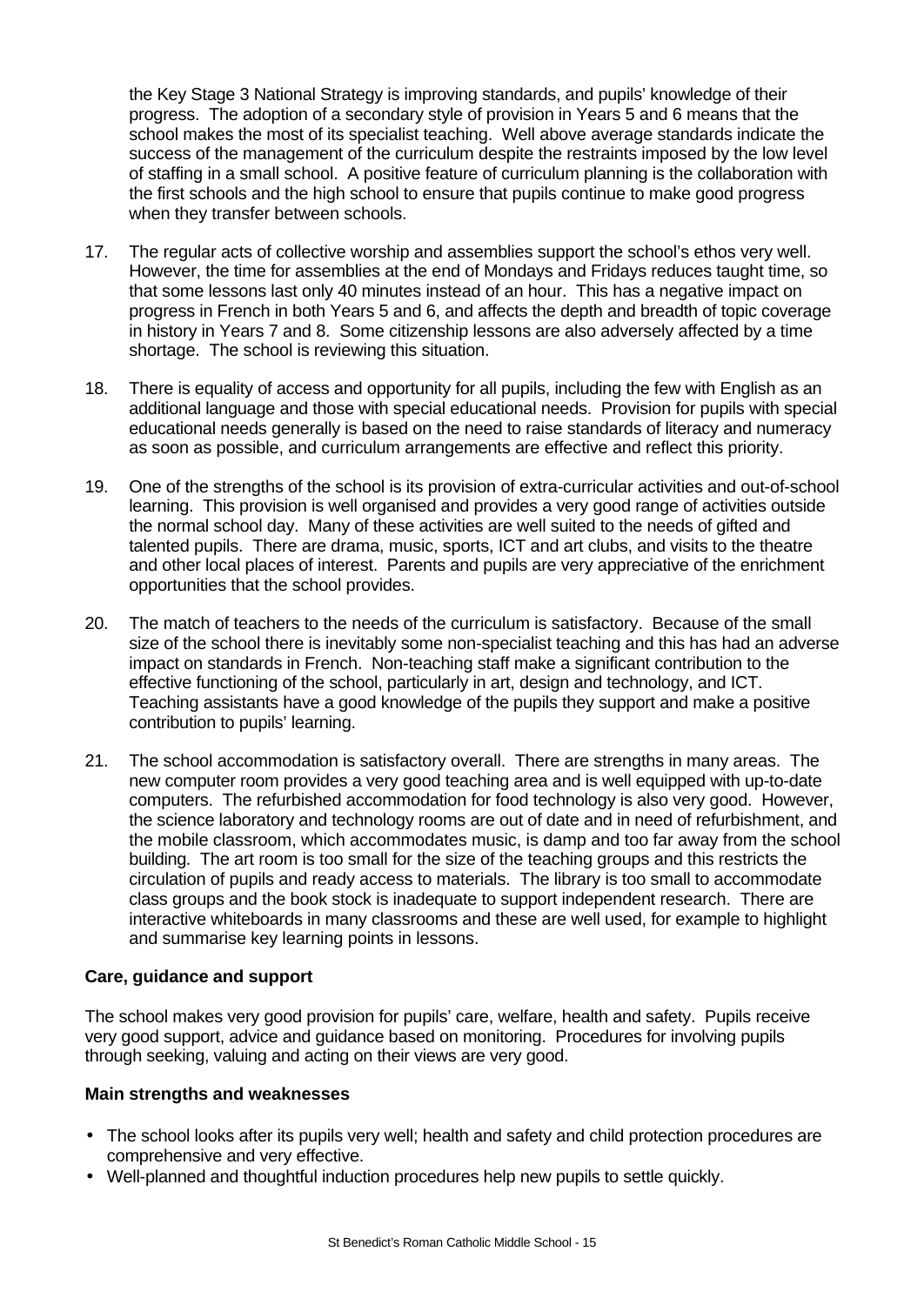the Key Stage 3 National Strategy is improving standards, and pupils' knowledge of their progress. The adoption of a secondary style of provision in Years 5 and 6 means that the school makes the most of its specialist teaching. Well above average standards indicate the success of the management of the curriculum despite the restraints imposed by the low level of staffing in a small school. A positive feature of curriculum planning is the collaboration with the first schools and the high school to ensure that pupils continue to make good progress when they transfer between schools.

17. The regular acts of collective worship and assemblies support the school's ethos very well. However, the time for assemblies at the end of Mondays and Fridays reduces taught time, so that some lessons last only 40 minutes instead of an hour. This has a negative impact on progress in French in both Years 5 and 6, and affects the depth and breadth of topic coverage in history in Years 7 and 8. Some citizenship lessons are also adversely affected by a time shortage. The school is reviewing this situation.

18. There is equality of access and opportunity for all pupils, including the few with English as an additional language and those with special educational needs. Provision for pupils with special educational needs generally is based on the need to raise standards of literacy and numeracy as soon as possible, and curriculum arrangements are effective and reflect this priority.

19. One of the strengths of the school is its provision of extra-curricular activities and out-of-school learning. This provision is well organised and provides a very good range of activities outside the normal school day. Many of these activities are well suited to the needs of gifted and talented pupils. There are drama, music, sports, ICT and art clubs, and visits to the theatre and other local places of interest. Parents and pupils are very appreciative of the enrichment opportunities that the school provides.

20. The match of teachers to the needs of the curriculum is satisfactory. Because of the small size of the school there is inevitably some non-specialist teaching and this has had an adverse impact on standards in French. Non-teaching staff make a significant contribution to the effective functioning of the school, particularly in art, design and technology, and ICT. Teaching assistants have a good knowledge of the pupils they support and make a positive contribution to pupils' learning.

21. The school accommodation is satisfactory overall. There are strengths in many areas. The new computer room provides a very good teaching area and is well equipped with up-to-date computers. The refurbished accommodation for food technology is also very good. However, the science laboratory and technology rooms are out of date and in need of refurbishment, and the mobile classroom, which accommodates music, is damp and too far away from the school building. The art room is too small for the size of the teaching groups and this restricts the circulation of pupils and ready access to materials. The library is too small to accommodate class groups and the book stock is inadequate to support independent research. There are interactive whiteboards in many classrooms and these are well used, for example to highlight and summarise key learning points in lessons.

**Care, guidance and support**

The school makes very good provision for pupils' care, welfare, health and safety. Pupils receive very good support, advice and guidance based on monitoring. Procedures for involving pupils through seeking, valuing and acting on their views are very good.

**Main strengths and weaknesses**

- The school looks after its pupils very well; health and safety and child protection procedures are comprehensive and very effective.
- Well-planned and thoughtful induction procedures help new pupils to settle quickly.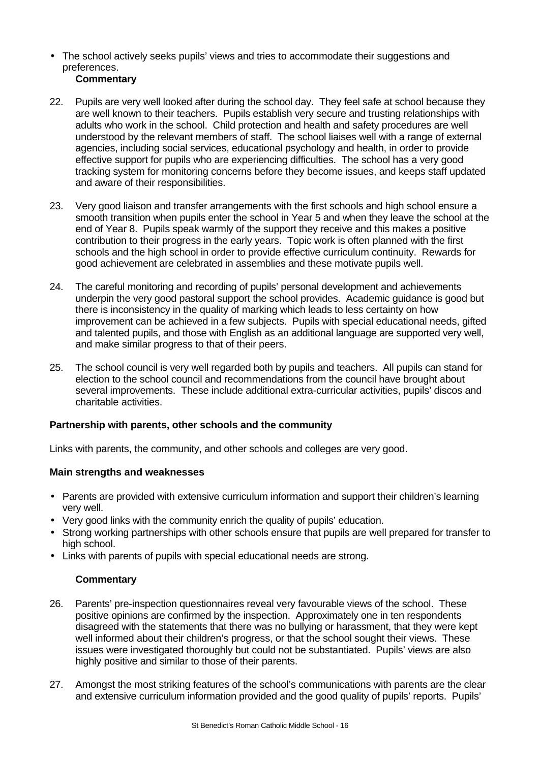- The school actively seeks pupils' views and tries to accommodate their suggestions and preferences.

**Commentary**

22. Pupils are very well looked after during the school day. They feel safe at school because they are well known to their teachers. Pupils establish very secure and trusting relationships with adults who work in the school. Child protection and health and safety procedures are well understood by the relevant members of staff. The school liaises well with a range of external agencies, including social services, educational psychology and health, in order to provide effective support for pupils who are experiencing difficulties. The school has a very good tracking system for monitoring concerns before they become issues, and keeps staff updated and aware of their responsibilities.

23. Very good liaison and transfer arrangements with the first schools and high school ensure a smooth transition when pupils enter the school in Year 5 and when they leave the school at the end of Year 8. Pupils speak warmly of the support they receive and this makes a positive contribution to their progress in the early years. Topic work is often planned with the first schools and the high school in order to provide effective curriculum continuity. Rewards for good achievement are celebrated in assemblies and these motivate pupils well.

24. The careful monitoring and recording of pupils' personal development and achievements underpin the very good pastoral support the school provides. Academic guidance is good but there is inconsistency in the quality of marking which leads to less certainty on how improvement can be achieved in a few subjects. Pupils with special educational needs, gifted and talented pupils, and those with English as an additional language are supported very well, and make similar progress to that of their peers.

25. The school council is very well regarded both by pupils and teachers. All pupils can stand for election to the school council and recommendations from the council have brought about several improvements. These include additional extra-curricular activities, pupils' discos and charitable activities.

**Partnership with parents, other schools and the community**

Links with parents, the community, and other schools and colleges are very good.

**Main strengths and weaknesses**

- Parents are provided with extensive curriculum information and support their children's learning very well.
- Very good links with the community enrich the quality of pupils' education.
- Strong working partnerships with other schools ensure that pupils are well prepared for transfer to high school.
- Links with parents of pupils with special educational needs are strong.

**Commentary**

26. Parents' pre-inspection questionnaires reveal very favourable views of the school. These positive opinions are confirmed by the inspection. Approximately one in ten respondents disagreed with the statements that there was no bullying or harassment, that they were kept well informed about their children's progress, or that the school sought their views. These issues were investigated thoroughly but could not be substantiated. Pupils' views are also highly positive and similar to those of their parents.

27. Amongst the most striking features of the school's communications with parents are the clear and extensive curriculum information provided and the good quality of pupils' reports. Pupils'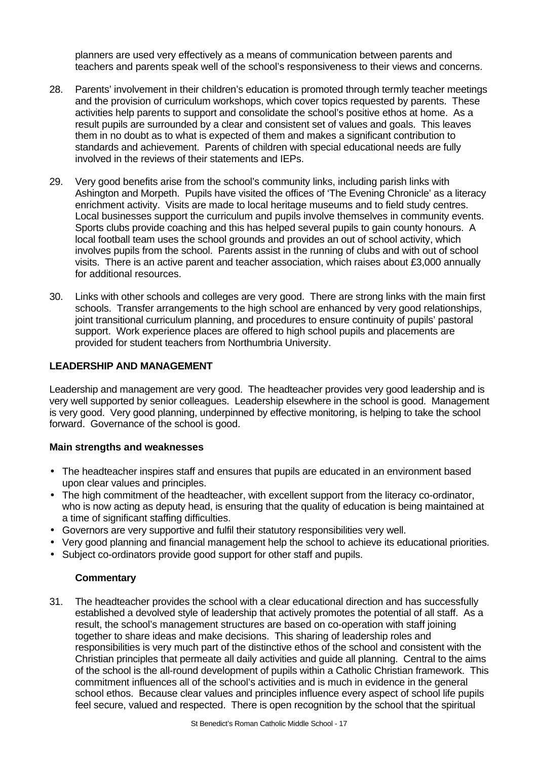planners are used very effectively as a means of communication between parents and teachers and parents speak well of the school's responsiveness to their views and concerns.

28. Parents' involvement in their children's education is promoted through termly teacher meetings and the provision of curriculum workshops, which cover topics requested by parents. These activities help parents to support and consolidate the school's positive ethos at home. As a result pupils are surrounded by a clear and consistent set of values and goals. This leaves them in no doubt as to what is expected of them and makes a significant contribution to standards and achievement. Parents of children with special educational needs are fully involved in the reviews of their statements and IEPs.

29. Very good benefits arise from the school's community links, including parish links with Ashington and Morpeth. Pupils have visited the offices of 'The Evening Chronicle' as a literacy enrichment activity. Visits are made to local heritage museums and to field study centres. Local businesses support the curriculum and pupils involve themselves in community events. Sports clubs provide coaching and this has helped several pupils to gain county honours. A local football team uses the school grounds and provides an out of school activity, which involves pupils from the school. Parents assist in the running of clubs and with out of school visits. There is an active parent and teacher association, which raises about £3,000 annually for additional resources.

30. Links with other schools and colleges are very good. There are strong links with the main first schools. Transfer arrangements to the high school are enhanced by very good relationships, joint transitional curriculum planning, and procedures to ensure continuity of pupils' pastoral support. Work experience places are offered to high school pupils and placements are provided for student teachers from Northumbria University.

## LEADERSHIP AND MANAGEMENT

Leadership and management are very good. The headteacher provides very good leadership and is very well supported by senior colleagues. Leadership elsewhere in the school is good. Management is very good. Very good planning, underpinned by effective monitoring, is helping to take the school forward. Governance of the school is good.

### Main strengths and weaknesses

- The headteacher inspires staff and ensures that pupils are educated in an environment based upon clear values and principles.
- The high commitment of the headteacher, with excellent support from the literacy co-ordinator, who is now acting as deputy head, is ensuring that the quality of education is being maintained at a time of significant staffing difficulties.
- Governors are very supportive and fulfil their statutory responsibilities very well.
- Very good planning and financial management help the school to achieve its educational priorities.
- Subject co-ordinators provide good support for other staff and pupils.

### Commentary

31. The headteacher provides the school with a clear educational direction and has successfully established a devolved style of leadership that actively promotes the potential of all staff. As a result, the school's management structures are based on co-operation with staff joining together to share ideas and make decisions. This sharing of leadership roles and responsibilities is very much part of the distinctive ethos of the school and consistent with the Christian principles that permeate all daily activities and guide all planning. Central to the aims of the school is the all-round development of pupils within a Catholic Christian framework. This commitment influences all of the school's activities and is much in evidence in the general school ethos. Because clear values and principles influence every aspect of school life pupils feel secure, valued and respected. There is open recognition by the school that the spiritual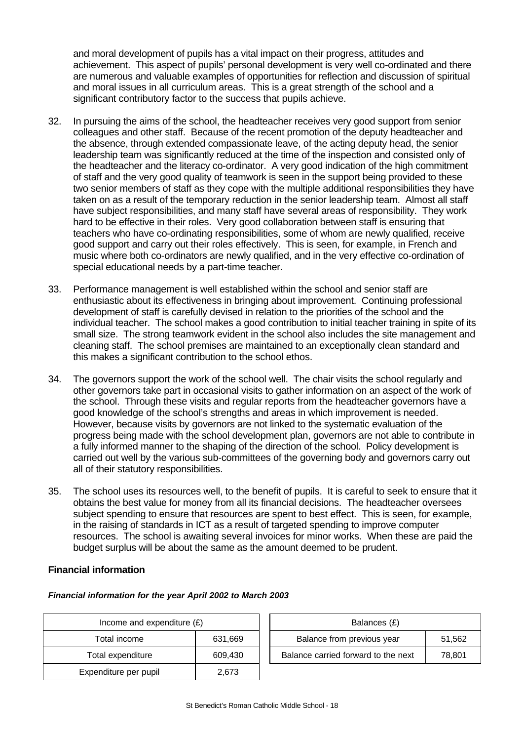and moral development of pupils has a vital impact on their progress, attitudes and achievement. This aspect of pupils' personal development is very well co-ordinated and there are numerous and valuable examples of opportunities for reflection and discussion of spiritual and moral issues in all curriculum areas. This is a great strength of the school and a significant contributory factor to the success that pupils achieve.

32. In pursuing the aims of the school, the headteacher receives very good support from senior colleagues and other staff. Because of the recent promotion of the deputy headteacher and the absence, through extended compassionate leave, of the acting deputy head, the senior leadership team was significantly reduced at the time of the inspection and consisted only of the headteacher and the literacy co-ordinator. A very good indication of the high commitment of staff and the very good quality of teamwork is seen in the support being provided to these two senior members of staff as they cope with the multiple additional responsibilities they have taken on as a result of the temporary reduction in the senior leadership team. Almost all staff have subject responsibilities, and many staff have several areas of responsibility. They work hard to be effective in their roles. Very good collaboration between staff is ensuring that teachers who have co-ordinating responsibilities, some of whom are newly qualified, receive good support and carry out their roles effectively. This is seen, for example, in French and music where both co-ordinators are newly qualified, and in the very effective co-ordination of special educational needs by a part-time teacher.

33. Performance management is well established within the school and senior staff are enthusiastic about its effectiveness in bringing about improvement. Continuing professional development of staff is carefully devised in relation to the priorities of the school and the individual teacher. The school makes a good contribution to initial teacher training in spite of its small size. The strong teamwork evident in the school also includes the site management and cleaning staff. The school premises are maintained to an exceptionally clean standard and this makes a significant contribution to the school ethos.

34. The governors support the work of the school well. The chair visits the school regularly and other governors take part in occasional visits to gather information on an aspect of the work of the school. Through these visits and regular reports from the headteacher governors have a good knowledge of the school's strengths and areas in which improvement is needed. However, because visits by governors are not linked to the systematic evaluation of the progress being made with the school development plan, governors are not able to contribute in a fully informed manner to the shaping of the direction of the school. Policy development is carried out well by the various sub-committees of the governing body and governors carry out all of their statutory responsibilities.

35. The school uses its resources well, to the benefit of pupils. It is careful to seek to ensure that it obtains the best value for money from all its financial decisions. The headteacher oversees subject spending to ensure that resources are spent to best effect. This is seen, for example, in the raising of standards in ICT as a result of targeted spending to improve computer resources. The school is awaiting several invoices for minor works. When these are paid the budget surplus will be about the same as the amount deemed to be prudent.

### Financial information

***Financial information for the year April 2002 to March 2003***

| Income and expenditure (£) | |
|---|---|
| Total income | 631,669 |
| Total expenditure | 609,430 |
| Expenditure per pupil | 2,673 |

| Balances (£) | |
|---|---|
| Balance from previous year | 51,562 |
| Balance carried forward to the next | 78,801 |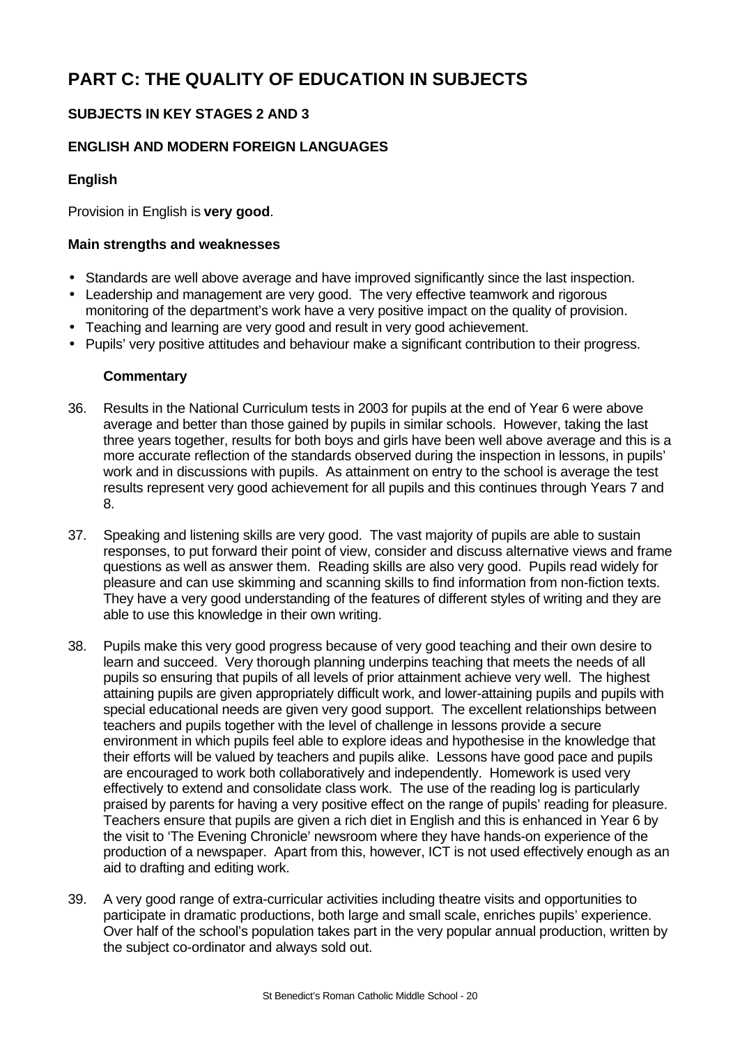# PART C: THE QUALITY OF EDUCATION IN SUBJECTS

## SUBJECTS IN KEY STAGES 2 AND 3

### ENGLISH AND MODERN FOREIGN LANGUAGES

#### English

Provision in English is **very good**.

**Main strengths and weaknesses**

- Standards are well above average and have improved significantly since the last inspection.
- Leadership and management are very good. The very effective teamwork and rigorous monitoring of the department's work have a very positive impact on the quality of provision.
- Teaching and learning are very good and result in very good achievement.
- Pupils' very positive attitudes and behaviour make a significant contribution to their progress.

**Commentary**

36. Results in the National Curriculum tests in 2003 for pupils at the end of Year 6 were above average and better than those gained by pupils in similar schools. However, taking the last three years together, results for both boys and girls have been well above average and this is a more accurate reflection of the standards observed during the inspection in lessons, in pupils' work and in discussions with pupils. As attainment on entry to the school is average the test results represent very good achievement for all pupils and this continues through Years 7 and 8.

37. Speaking and listening skills are very good. The vast majority of pupils are able to sustain responses, to put forward their point of view, consider and discuss alternative views and frame questions as well as answer them. Reading skills are also very good. Pupils read widely for pleasure and can use skimming and scanning skills to find information from non-fiction texts. They have a very good understanding of the features of different styles of writing and they are able to use this knowledge in their own writing.

38. Pupils make this very good progress because of very good teaching and their own desire to learn and succeed. Very thorough planning underpins teaching that meets the needs of all pupils so ensuring that pupils of all levels of prior attainment achieve very well. The highest attaining pupils are given appropriately difficult work, and lower-attaining pupils and pupils with special educational needs are given very good support. The excellent relationships between teachers and pupils together with the level of challenge in lessons provide a secure environment in which pupils feel able to explore ideas and hypothesise in the knowledge that their efforts will be valued by teachers and pupils alike. Lessons have good pace and pupils are encouraged to work both collaboratively and independently. Homework is used very effectively to extend and consolidate class work. The use of the reading log is particularly praised by parents for having a very positive effect on the range of pupils' reading for pleasure. Teachers ensure that pupils are given a rich diet in English and this is enhanced in Year 6 by the visit to 'The Evening Chronicle' newsroom where they have hands-on experience of the production of a newspaper. Apart from this, however, ICT is not used effectively enough as an aid to drafting and editing work.

39. A very good range of extra-curricular activities including theatre visits and opportunities to participate in dramatic productions, both large and small scale, enriches pupils' experience. Over half of the school's population takes part in the very popular annual production, written by the subject co-ordinator and always sold out.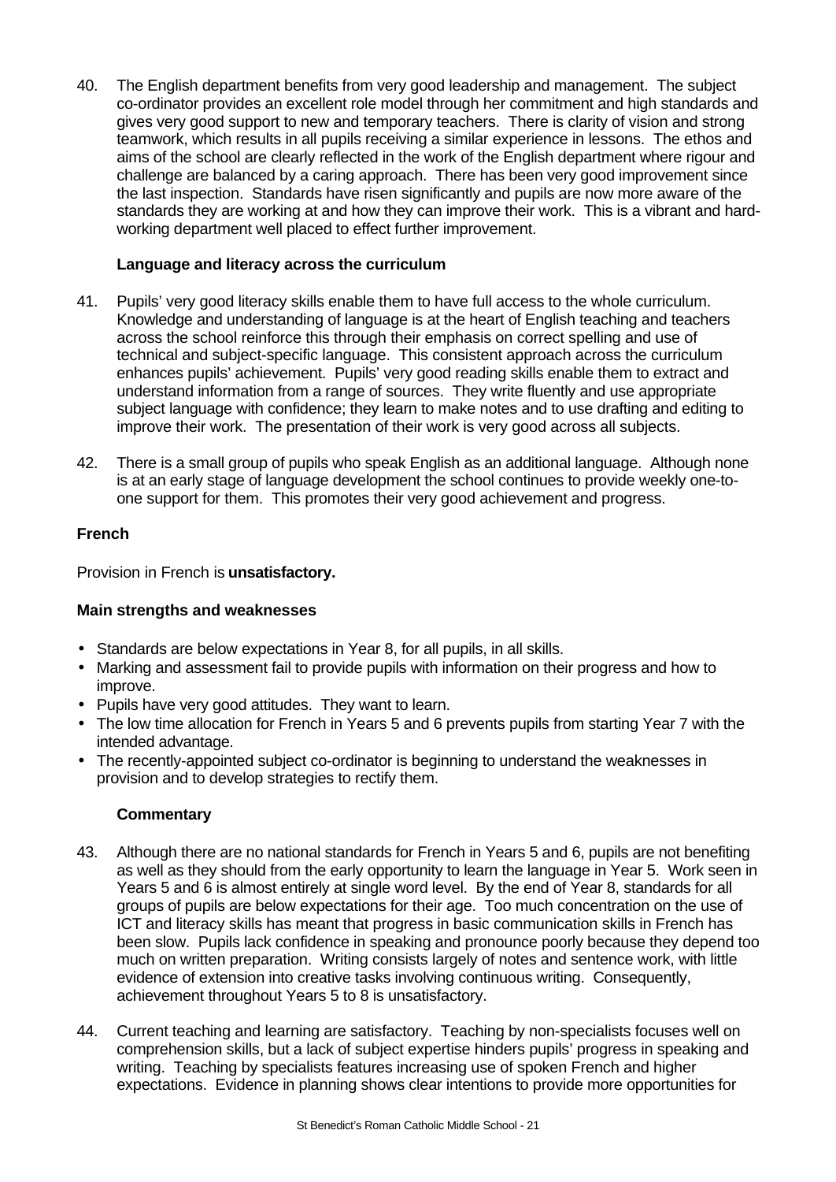40. The English department benefits from very good leadership and management. The subject co-ordinator provides an excellent role model through her commitment and high standards and gives very good support to new and temporary teachers. There is clarity of vision and strong teamwork, which results in all pupils receiving a similar experience in lessons. The ethos and aims of the school are clearly reflected in the work of the English department where rigour and challenge are balanced by a caring approach. There has been very good improvement since the last inspection. Standards have risen significantly and pupils are now more aware of the standards they are working at and how they can improve their work. This is a vibrant and hard-working department well placed to effect further improvement.

### Language and literacy across the curriculum

41. Pupils' very good literacy skills enable them to have full access to the whole curriculum. Knowledge and understanding of language is at the heart of English teaching and teachers across the school reinforce this through their emphasis on correct spelling and use of technical and subject-specific language. This consistent approach across the curriculum enhances pupils' achievement. Pupils' very good reading skills enable them to extract and understand information from a range of sources. They write fluently and use appropriate subject language with confidence; they learn to make notes and to use drafting and editing to improve their work. The presentation of their work is very good across all subjects.

42. There is a small group of pupils who speak English as an additional language. Although none is at an early stage of language development the school continues to provide weekly one-to-one support for them. This promotes their very good achievement and progress.

## French

Provision in French is **unsatisfactory.**

### Main strengths and weaknesses

- Standards are below expectations in Year 8, for all pupils, in all skills.
- Marking and assessment fail to provide pupils with information on their progress and how to improve.
- Pupils have very good attitudes. They want to learn.
- The low time allocation for French in Years 5 and 6 prevents pupils from starting Year 7 with the intended advantage.
- The recently-appointed subject co-ordinator is beginning to understand the weaknesses in provision and to develop strategies to rectify them.

### Commentary

43. Although there are no national standards for French in Years 5 and 6, pupils are not benefiting as well as they should from the early opportunity to learn the language in Year 5. Work seen in Years 5 and 6 is almost entirely at single word level. By the end of Year 8, standards for all groups of pupils are below expectations for their age. Too much concentration on the use of ICT and literacy skills has meant that progress in basic communication skills in French has been slow. Pupils lack confidence in speaking and pronounce poorly because they depend too much on written preparation. Writing consists largely of notes and sentence work, with little evidence of extension into creative tasks involving continuous writing. Consequently, achievement throughout Years 5 to 8 is unsatisfactory.

44. Current teaching and learning are satisfactory. Teaching by non-specialists focuses well on comprehension skills, but a lack of subject expertise hinders pupils' progress in speaking and writing. Teaching by specialists features increasing use of spoken French and higher expectations. Evidence in planning shows clear intentions to provide more opportunities for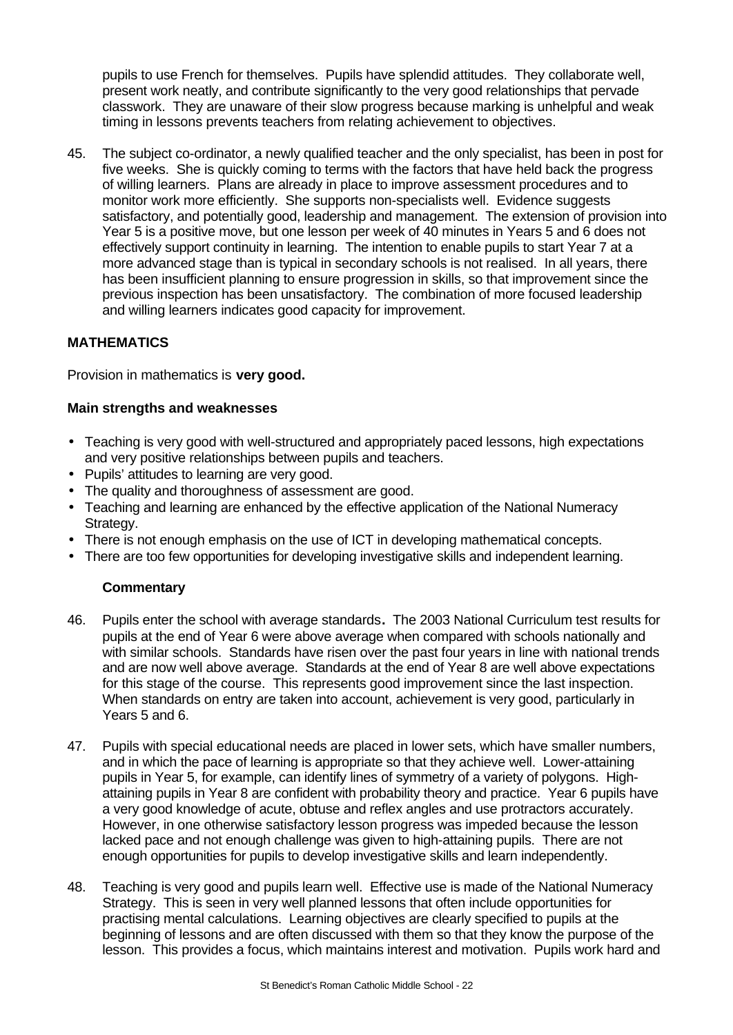pupils to use French for themselves. Pupils have splendid attitudes. They collaborate well, present work neatly, and contribute significantly to the very good relationships that pervade classwork. They are unaware of their slow progress because marking is unhelpful and weak timing in lessons prevents teachers from relating achievement to objectives.

45. The subject co-ordinator, a newly qualified teacher and the only specialist, has been in post for five weeks. She is quickly coming to terms with the factors that have held back the progress of willing learners. Plans are already in place to improve assessment procedures and to monitor work more efficiently. She supports non-specialists well. Evidence suggests satisfactory, and potentially good, leadership and management. The extension of provision into Year 5 is a positive move, but one lesson per week of 40 minutes in Years 5 and 6 does not effectively support continuity in learning. The intention to enable pupils to start Year 7 at a more advanced stage than is typical in secondary schools is not realised. In all years, there has been insufficient planning to ensure progression in skills, so that improvement since the previous inspection has been unsatisfactory. The combination of more focused leadership and willing learners indicates good capacity for improvement.

## MATHEMATICS

Provision in mathematics is **very good.**

### Main strengths and weaknesses

- Teaching is very good with well-structured and appropriately paced lessons, high expectations and very positive relationships between pupils and teachers.
- Pupils' attitudes to learning are very good.
- The quality and thoroughness of assessment are good.
- Teaching and learning are enhanced by the effective application of the National Numeracy Strategy.
- There is not enough emphasis on the use of ICT in developing mathematical concepts.
- There are too few opportunities for developing investigative skills and independent learning.

### Commentary

46. Pupils enter the school with average standards**.** The 2003 National Curriculum test results for pupils at the end of Year 6 were above average when compared with schools nationally and with similar schools. Standards have risen over the past four years in line with national trends and are now well above average. Standards at the end of Year 8 are well above expectations for this stage of the course. This represents good improvement since the last inspection. When standards on entry are taken into account, achievement is very good, particularly in Years 5 and 6.

47. Pupils with special educational needs are placed in lower sets, which have smaller numbers, and in which the pace of learning is appropriate so that they achieve well. Lower-attaining pupils in Year 5, for example, can identify lines of symmetry of a variety of polygons. High-attaining pupils in Year 8 are confident with probability theory and practice. Year 6 pupils have a very good knowledge of acute, obtuse and reflex angles and use protractors accurately. However, in one otherwise satisfactory lesson progress was impeded because the lesson lacked pace and not enough challenge was given to high-attaining pupils. There are not enough opportunities for pupils to develop investigative skills and learn independently.

48. Teaching is very good and pupils learn well. Effective use is made of the National Numeracy Strategy. This is seen in very well planned lessons that often include opportunities for practising mental calculations. Learning objectives are clearly specified to pupils at the beginning of lessons and are often discussed with them so that they know the purpose of the lesson. This provides a focus, which maintains interest and motivation. Pupils work hard and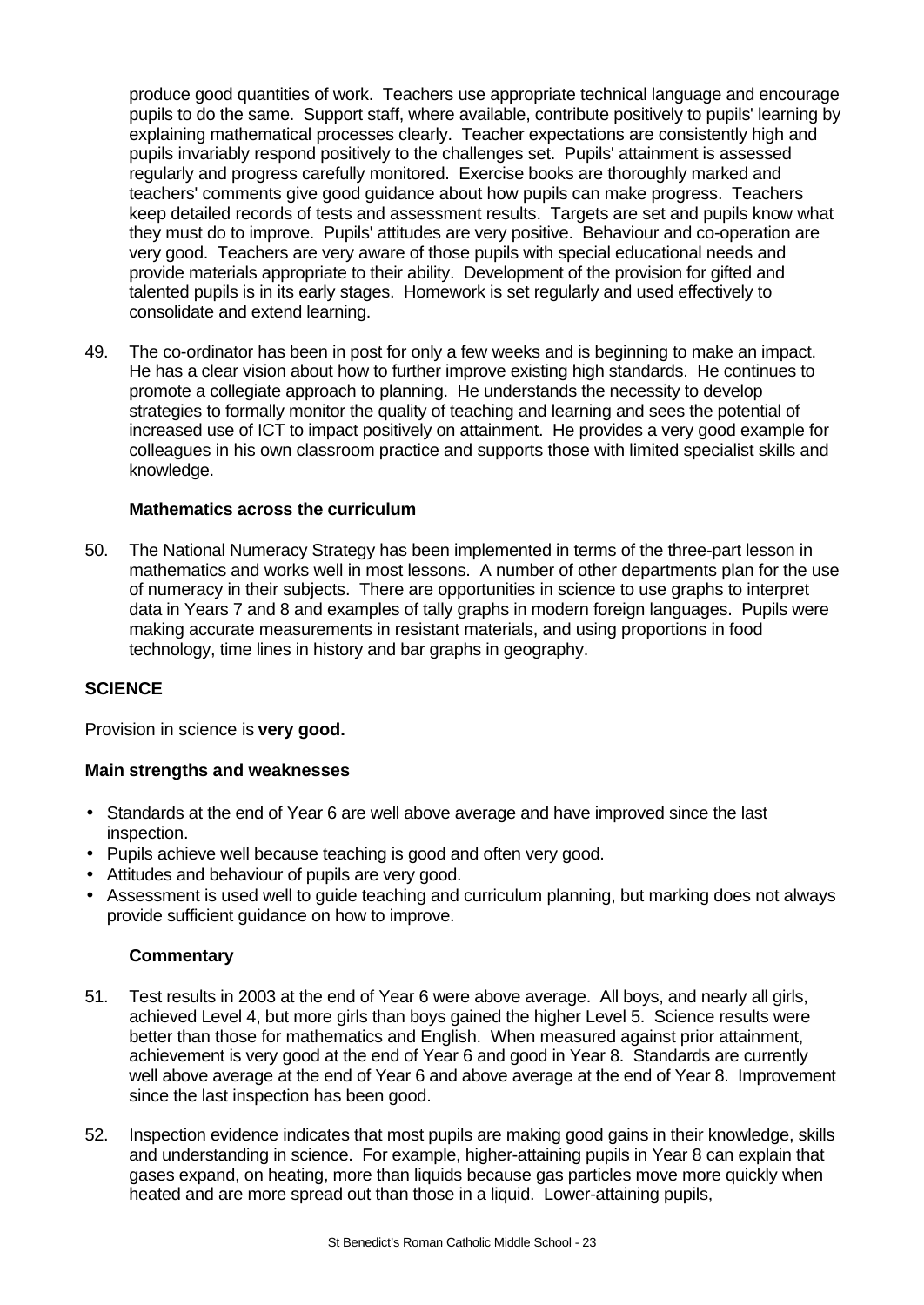produce good quantities of work. Teachers use appropriate technical language and encourage pupils to do the same. Support staff, where available, contribute positively to pupils' learning by explaining mathematical processes clearly. Teacher expectations are consistently high and pupils invariably respond positively to the challenges set. Pupils' attainment is assessed regularly and progress carefully monitored. Exercise books are thoroughly marked and teachers' comments give good guidance about how pupils can make progress. Teachers keep detailed records of tests and assessment results. Targets are set and pupils know what they must do to improve. Pupils' attitudes are very positive. Behaviour and co-operation are very good. Teachers are very aware of those pupils with special educational needs and provide materials appropriate to their ability. Development of the provision for gifted and talented pupils is in its early stages. Homework is set regularly and used effectively to consolidate and extend learning.

49. The co-ordinator has been in post for only a few weeks and is beginning to make an impact. He has a clear vision about how to further improve existing high standards. He continues to promote a collegiate approach to planning. He understands the necessity to develop strategies to formally monitor the quality of teaching and learning and sees the potential of increased use of ICT to impact positively on attainment. He provides a very good example for colleagues in his own classroom practice and supports those with limited specialist skills and knowledge.

### Mathematics across the curriculum

50. The National Numeracy Strategy has been implemented in terms of the three-part lesson in mathematics and works well in most lessons. A number of other departments plan for the use of numeracy in their subjects. There are opportunities in science to use graphs to interpret data in Years 7 and 8 and examples of tally graphs in modern foreign languages. Pupils were making accurate measurements in resistant materials, and using proportions in food technology, time lines in history and bar graphs in geography.

## SCIENCE

Provision in science is **very good.**

### Main strengths and weaknesses

- Standards at the end of Year 6 are well above average and have improved since the last inspection.
- Pupils achieve well because teaching is good and often very good.
- Attitudes and behaviour of pupils are very good.
- Assessment is used well to guide teaching and curriculum planning, but marking does not always provide sufficient guidance on how to improve.

### Commentary

51. Test results in 2003 at the end of Year 6 were above average. All boys, and nearly all girls, achieved Level 4, but more girls than boys gained the higher Level 5. Science results were better than those for mathematics and English. When measured against prior attainment, achievement is very good at the end of Year 6 and good in Year 8. Standards are currently well above average at the end of Year 6 and above average at the end of Year 8. Improvement since the last inspection has been good.

52. Inspection evidence indicates that most pupils are making good gains in their knowledge, skills and understanding in science. For example, higher-attaining pupils in Year 8 can explain that gases expand, on heating, more than liquids because gas particles move more quickly when heated and are more spread out than those in a liquid. Lower-attaining pupils,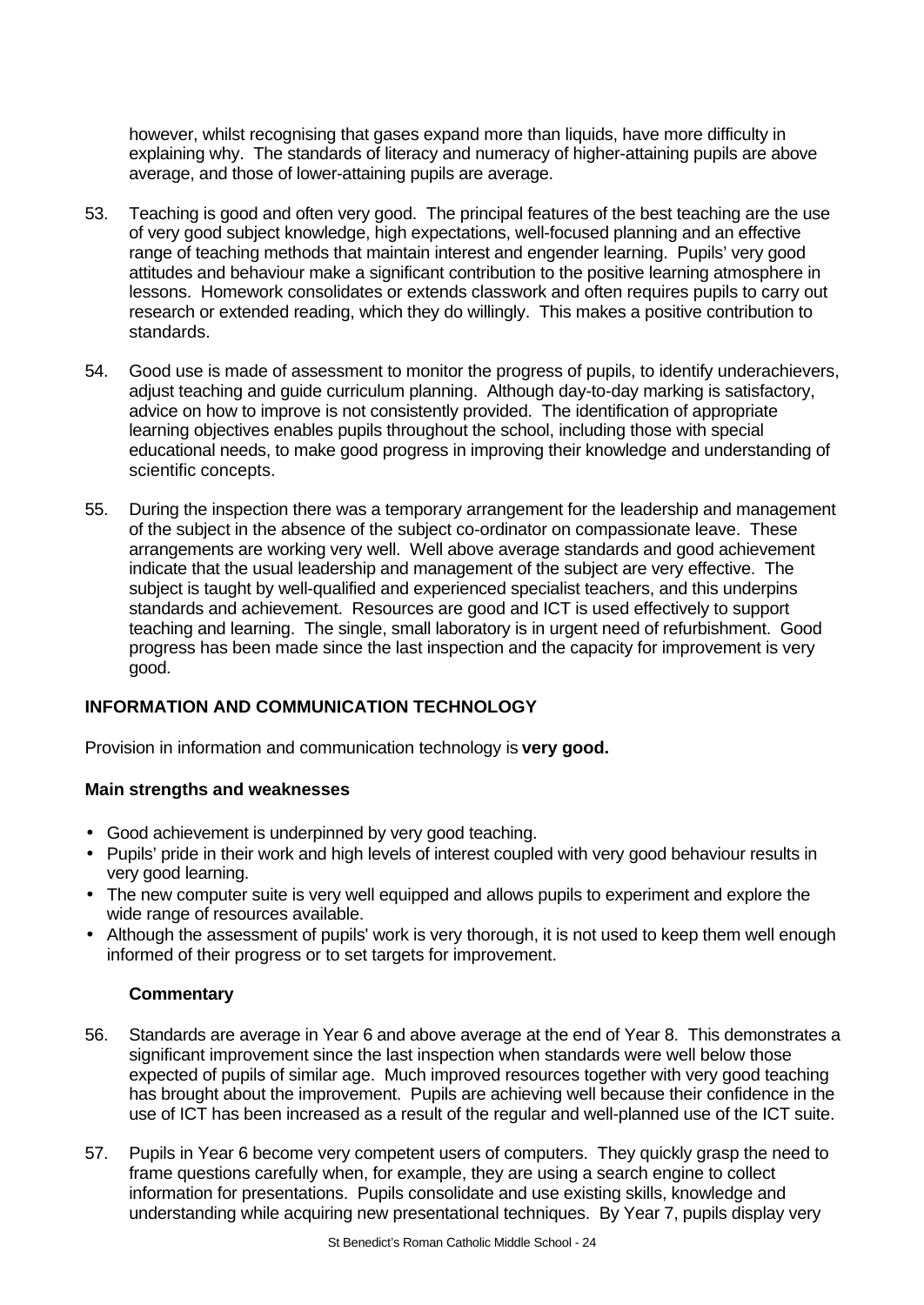however, whilst recognising that gases expand more than liquids, have more difficulty in explaining why. The standards of literacy and numeracy of higher-attaining pupils are above average, and those of lower-attaining pupils are average.

53. Teaching is good and often very good. The principal features of the best teaching are the use of very good subject knowledge, high expectations, well-focused planning and an effective range of teaching methods that maintain interest and engender learning. Pupils' very good attitudes and behaviour make a significant contribution to the positive learning atmosphere in lessons. Homework consolidates or extends classwork and often requires pupils to carry out research or extended reading, which they do willingly. This makes a positive contribution to standards.

54. Good use is made of assessment to monitor the progress of pupils, to identify underachievers, adjust teaching and guide curriculum planning. Although day-to-day marking is satisfactory, advice on how to improve is not consistently provided. The identification of appropriate learning objectives enables pupils throughout the school, including those with special educational needs, to make good progress in improving their knowledge and understanding of scientific concepts.

55. During the inspection there was a temporary arrangement for the leadership and management of the subject in the absence of the subject co-ordinator on compassionate leave. These arrangements are working very well. Well above average standards and good achievement indicate that the usual leadership and management of the subject are very effective. The subject is taught by well-qualified and experienced specialist teachers, and this underpins standards and achievement. Resources are good and ICT is used effectively to support teaching and learning. The single, small laboratory is in urgent need of refurbishment. Good progress has been made since the last inspection and the capacity for improvement is very good.

## INFORMATION AND COMMUNICATION TECHNOLOGY

Provision in information and communication technology is **very good.**

### Main strengths and weaknesses

- Good achievement is underpinned by very good teaching.
- Pupils' pride in their work and high levels of interest coupled with very good behaviour results in very good learning.
- The new computer suite is very well equipped and allows pupils to experiment and explore the wide range of resources available.
- Although the assessment of pupils' work is very thorough, it is not used to keep them well enough informed of their progress or to set targets for improvement.

### Commentary

56. Standards are average in Year 6 and above average at the end of Year 8. This demonstrates a significant improvement since the last inspection when standards were well below those expected of pupils of similar age. Much improved resources together with very good teaching has brought about the improvement. Pupils are achieving well because their confidence in the use of ICT has been increased as a result of the regular and well-planned use of the ICT suite.

57. Pupils in Year 6 become very competent users of computers. They quickly grasp the need to frame questions carefully when, for example, they are using a search engine to collect information for presentations. Pupils consolidate and use existing skills, knowledge and understanding while acquiring new presentational techniques. By Year 7, pupils display very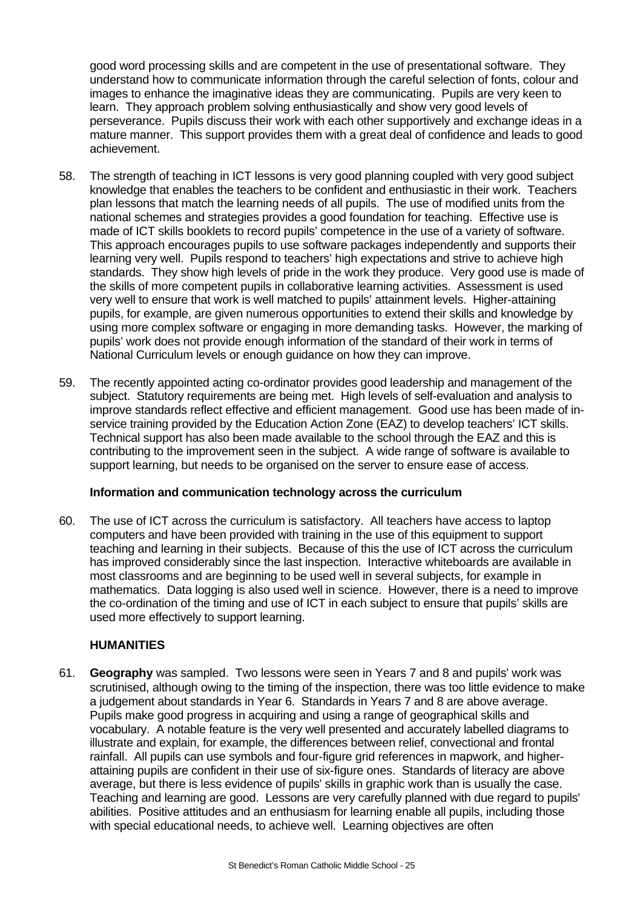good word processing skills and are competent in the use of presentational software. They understand how to communicate information through the careful selection of fonts, colour and images to enhance the imaginative ideas they are communicating. Pupils are very keen to learn. They approach problem solving enthusiastically and show very good levels of perseverance. Pupils discuss their work with each other supportively and exchange ideas in a mature manner. This support provides them with a great deal of confidence and leads to good achievement.

58. The strength of teaching in ICT lessons is very good planning coupled with very good subject knowledge that enables the teachers to be confident and enthusiastic in their work. Teachers plan lessons that match the learning needs of all pupils. The use of modified units from the national schemes and strategies provides a good foundation for teaching. Effective use is made of ICT skills booklets to record pupils' competence in the use of a variety of software. This approach encourages pupils to use software packages independently and supports their learning very well. Pupils respond to teachers' high expectations and strive to achieve high standards. They show high levels of pride in the work they produce. Very good use is made of the skills of more competent pupils in collaborative learning activities. Assessment is used very well to ensure that work is well matched to pupils' attainment levels. Higher-attaining pupils, for example, are given numerous opportunities to extend their skills and knowledge by using more complex software or engaging in more demanding tasks. However, the marking of pupils' work does not provide enough information of the standard of their work in terms of National Curriculum levels or enough guidance on how they can improve.

59. The recently appointed acting co-ordinator provides good leadership and management of the subject. Statutory requirements are being met. High levels of self-evaluation and analysis to improve standards reflect effective and efficient management. Good use has been made of in-service training provided by the Education Action Zone (EAZ) to develop teachers' ICT skills. Technical support has also been made available to the school through the EAZ and this is contributing to the improvement seen in the subject. A wide range of software is available to support learning, but needs to be organised on the server to ensure ease of access.

**Information and communication technology across the curriculum**

60. The use of ICT across the curriculum is satisfactory. All teachers have access to laptop computers and have been provided with training in the use of this equipment to support teaching and learning in their subjects. Because of this the use of ICT across the curriculum has improved considerably since the last inspection. Interactive whiteboards are available in most classrooms and are beginning to be used well in several subjects, for example in mathematics. Data logging is also used well in science. However, there is a need to improve the co-ordination of the timing and use of ICT in each subject to ensure that pupils' skills are used more effectively to support learning.

## HUMANITIES

61. **Geography** was sampled. Two lessons were seen in Years 7 and 8 and pupils' work was scrutinised, although owing to the timing of the inspection, there was too little evidence to make a judgement about standards in Year 6. Standards in Years 7 and 8 are above average. Pupils make good progress in acquiring and using a range of geographical skills and vocabulary. A notable feature is the very well presented and accurately labelled diagrams to illustrate and explain, for example, the differences between relief, convectional and frontal rainfall. All pupils can use symbols and four-figure grid references in mapwork, and higher-attaining pupils are confident in their use of six-figure ones. Standards of literacy are above average, but there is less evidence of pupils' skills in graphic work than is usually the case. Teaching and learning are good. Lessons are very carefully planned with due regard to pupils' abilities. Positive attitudes and an enthusiasm for learning enable all pupils, including those with special educational needs, to achieve well. Learning objectives are often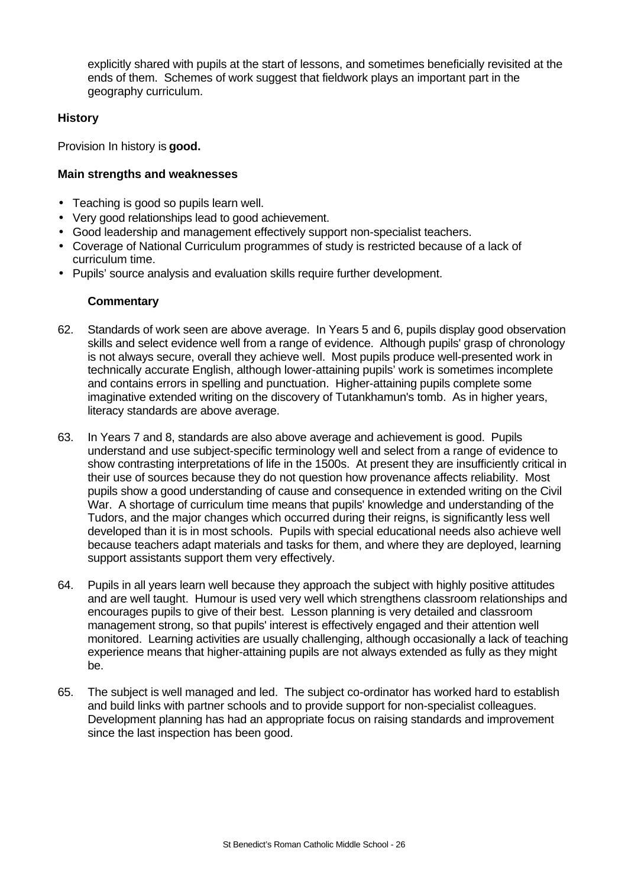explicitly shared with pupils at the start of lessons, and sometimes beneficially revisited at the ends of them. Schemes of work suggest that fieldwork plays an important part in the geography curriculum.

**History**

Provision In history is **good.**

**Main strengths and weaknesses**

- Teaching is good so pupils learn well.
- Very good relationships lead to good achievement.
- Good leadership and management effectively support non-specialist teachers.
- Coverage of National Curriculum programmes of study is restricted because of a lack of curriculum time.
- Pupils' source analysis and evaluation skills require further development.

**Commentary**

62. Standards of work seen are above average. In Years 5 and 6, pupils display good observation skills and select evidence well from a range of evidence. Although pupils' grasp of chronology is not always secure, overall they achieve well. Most pupils produce well-presented work in technically accurate English, although lower-attaining pupils' work is sometimes incomplete and contains errors in spelling and punctuation. Higher-attaining pupils complete some imaginative extended writing on the discovery of Tutankhamun's tomb. As in higher years, literacy standards are above average.

63. In Years 7 and 8, standards are also above average and achievement is good. Pupils understand and use subject-specific terminology well and select from a range of evidence to show contrasting interpretations of life in the 1500s. At present they are insufficiently critical in their use of sources because they do not question how provenance affects reliability. Most pupils show a good understanding of cause and consequence in extended writing on the Civil War. A shortage of curriculum time means that pupils' knowledge and understanding of the Tudors, and the major changes which occurred during their reigns, is significantly less well developed than it is in most schools. Pupils with special educational needs also achieve well because teachers adapt materials and tasks for them, and where they are deployed, learning support assistants support them very effectively.

64. Pupils in all years learn well because they approach the subject with highly positive attitudes and are well taught. Humour is used very well which strengthens classroom relationships and encourages pupils to give of their best. Lesson planning is very detailed and classroom management strong, so that pupils' interest is effectively engaged and their attention well monitored. Learning activities are usually challenging, although occasionally a lack of teaching experience means that higher-attaining pupils are not always extended as fully as they might be.

65. The subject is well managed and led. The subject co-ordinator has worked hard to establish and build links with partner schools and to provide support for non-specialist colleagues. Development planning has had an appropriate focus on raising standards and improvement since the last inspection has been good.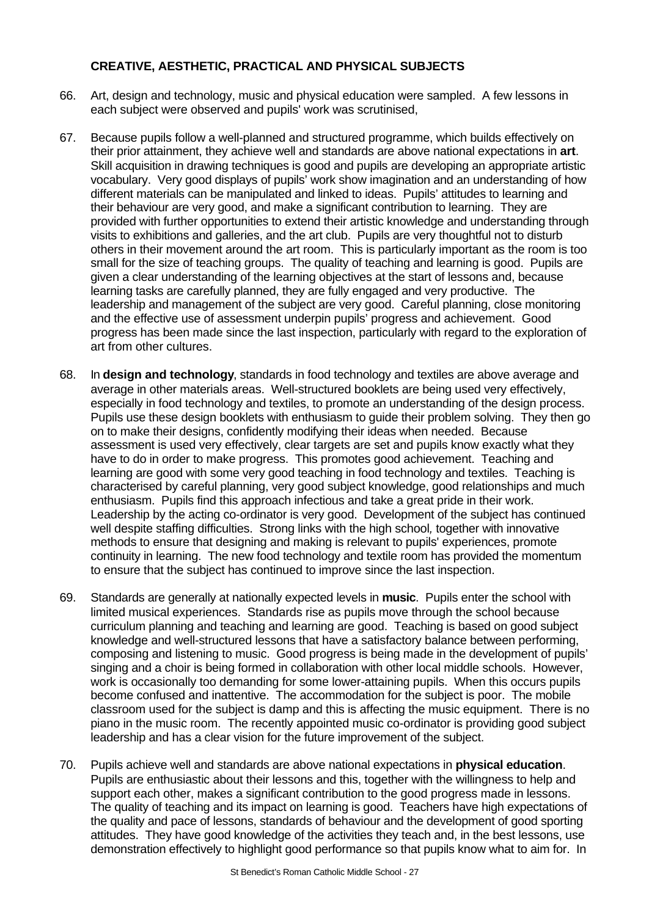**CREATIVE, AESTHETIC, PRACTICAL AND PHYSICAL SUBJECTS**

66. Art, design and technology, music and physical education were sampled. A few lessons in each subject were observed and pupils' work was scrutinised,

67. Because pupils follow a well-planned and structured programme, which builds effectively on their prior attainment, they achieve well and standards are above national expectations in **art**. Skill acquisition in drawing techniques is good and pupils are developing an appropriate artistic vocabulary. Very good displays of pupils' work show imagination and an understanding of how different materials can be manipulated and linked to ideas. Pupils' attitudes to learning and their behaviour are very good, and make a significant contribution to learning. They are provided with further opportunities to extend their artistic knowledge and understanding through visits to exhibitions and galleries, and the art club. Pupils are very thoughtful not to disturb others in their movement around the art room. This is particularly important as the room is too small for the size of teaching groups. The quality of teaching and learning is good. Pupils are given a clear understanding of the learning objectives at the start of lessons and, because learning tasks are carefully planned, they are fully engaged and very productive. The leadership and management of the subject are very good. Careful planning, close monitoring and the effective use of assessment underpin pupils' progress and achievement. Good progress has been made since the last inspection, particularly with regard to the exploration of art from other cultures.

68. In **design and technology**, standards in food technology and textiles are above average and average in other materials areas. Well-structured booklets are being used very effectively, especially in food technology and textiles, to promote an understanding of the design process. Pupils use these design booklets with enthusiasm to guide their problem solving. They then go on to make their designs, confidently modifying their ideas when needed. Because assessment is used very effectively, clear targets are set and pupils know exactly what they have to do in order to make progress. This promotes good achievement. Teaching and learning are good with some very good teaching in food technology and textiles. Teaching is characterised by careful planning, very good subject knowledge, good relationships and much enthusiasm. Pupils find this approach infectious and take a great pride in their work. Leadership by the acting co-ordinator is very good. Development of the subject has continued well despite staffing difficulties. Strong links with the high school, together with innovative methods to ensure that designing and making is relevant to pupils' experiences, promote continuity in learning. The new food technology and textile room has provided the momentum to ensure that the subject has continued to improve since the last inspection.

69. Standards are generally at nationally expected levels in **music**. Pupils enter the school with limited musical experiences. Standards rise as pupils move through the school because curriculum planning and teaching and learning are good. Teaching is based on good subject knowledge and well-structured lessons that have a satisfactory balance between performing, composing and listening to music. Good progress is being made in the development of pupils' singing and a choir is being formed in collaboration with other local middle schools. However, work is occasionally too demanding for some lower-attaining pupils. When this occurs pupils become confused and inattentive. The accommodation for the subject is poor. The mobile classroom used for the subject is damp and this is affecting the music equipment. There is no piano in the music room. The recently appointed music co-ordinator is providing good subject leadership and has a clear vision for the future improvement of the subject.

70. Pupils achieve well and standards are above national expectations in **physical education**. Pupils are enthusiastic about their lessons and this, together with the willingness to help and support each other, makes a significant contribution to the good progress made in lessons. The quality of teaching and its impact on learning is good. Teachers have high expectations of the quality and pace of lessons, standards of behaviour and the development of good sporting attitudes. They have good knowledge of the activities they teach and, in the best lessons, use demonstration effectively to highlight good performance so that pupils know what to aim for. In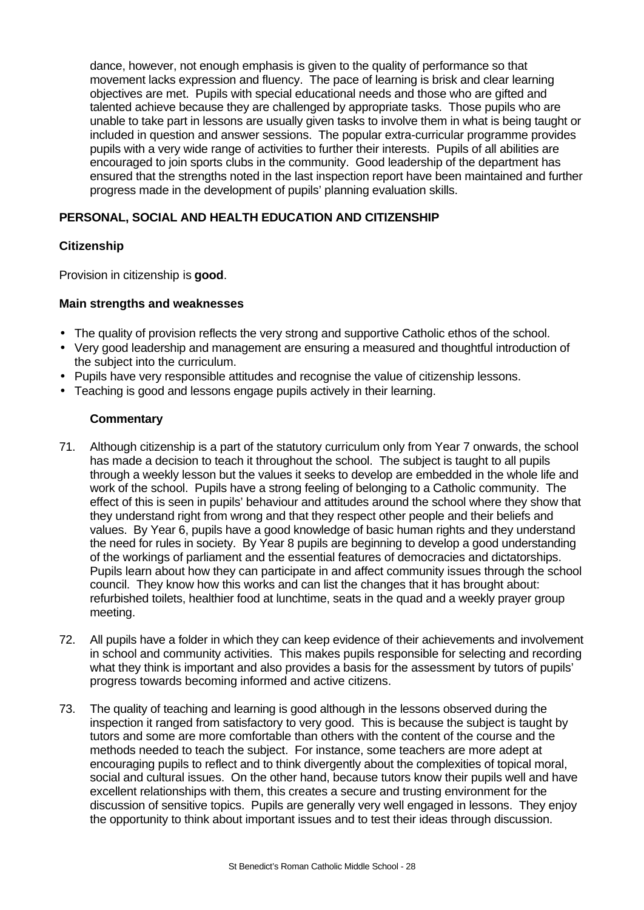dance, however, not enough emphasis is given to the quality of performance so that movement lacks expression and fluency. The pace of learning is brisk and clear learning objectives are met. Pupils with special educational needs and those who are gifted and talented achieve because they are challenged by appropriate tasks. Those pupils who are unable to take part in lessons are usually given tasks to involve them in what is being taught or included in question and answer sessions. The popular extra-curricular programme provides pupils with a very wide range of activities to further their interests. Pupils of all abilities are encouraged to join sports clubs in the community. Good leadership of the department has ensured that the strengths noted in the last inspection report have been maintained and further progress made in the development of pupils' planning evaluation skills.

## PERSONAL, SOCIAL AND HEALTH EDUCATION AND CITIZENSHIP

### Citizenship

Provision in citizenship is **good**.

#### Main strengths and weaknesses

- The quality of provision reflects the very strong and supportive Catholic ethos of the school.
- Very good leadership and management are ensuring a measured and thoughtful introduction of the subject into the curriculum.
- Pupils have very responsible attitudes and recognise the value of citizenship lessons.
- Teaching is good and lessons engage pupils actively in their learning.

#### Commentary

71. Although citizenship is a part of the statutory curriculum only from Year 7 onwards, the school has made a decision to teach it throughout the school. The subject is taught to all pupils through a weekly lesson but the values it seeks to develop are embedded in the whole life and work of the school. Pupils have a strong feeling of belonging to a Catholic community. The effect of this is seen in pupils' behaviour and attitudes around the school where they show that they understand right from wrong and that they respect other people and their beliefs and values. By Year 6, pupils have a good knowledge of basic human rights and they understand the need for rules in society. By Year 8 pupils are beginning to develop a good understanding of the workings of parliament and the essential features of democracies and dictatorships. Pupils learn about how they can participate in and affect community issues through the school council. They know how this works and can list the changes that it has brought about: refurbished toilets, healthier food at lunchtime, seats in the quad and a weekly prayer group meeting.

72. All pupils have a folder in which they can keep evidence of their achievements and involvement in school and community activities. This makes pupils responsible for selecting and recording what they think is important and also provides a basis for the assessment by tutors of pupils' progress towards becoming informed and active citizens.

73. The quality of teaching and learning is good although in the lessons observed during the inspection it ranged from satisfactory to very good. This is because the subject is taught by tutors and some are more comfortable than others with the content of the course and the methods needed to teach the subject. For instance, some teachers are more adept at encouraging pupils to reflect and to think divergently about the complexities of topical moral, social and cultural issues. On the other hand, because tutors know their pupils well and have excellent relationships with them, this creates a secure and trusting environment for the discussion of sensitive topics. Pupils are generally very well engaged in lessons. They enjoy the opportunity to think about important issues and to test their ideas through discussion.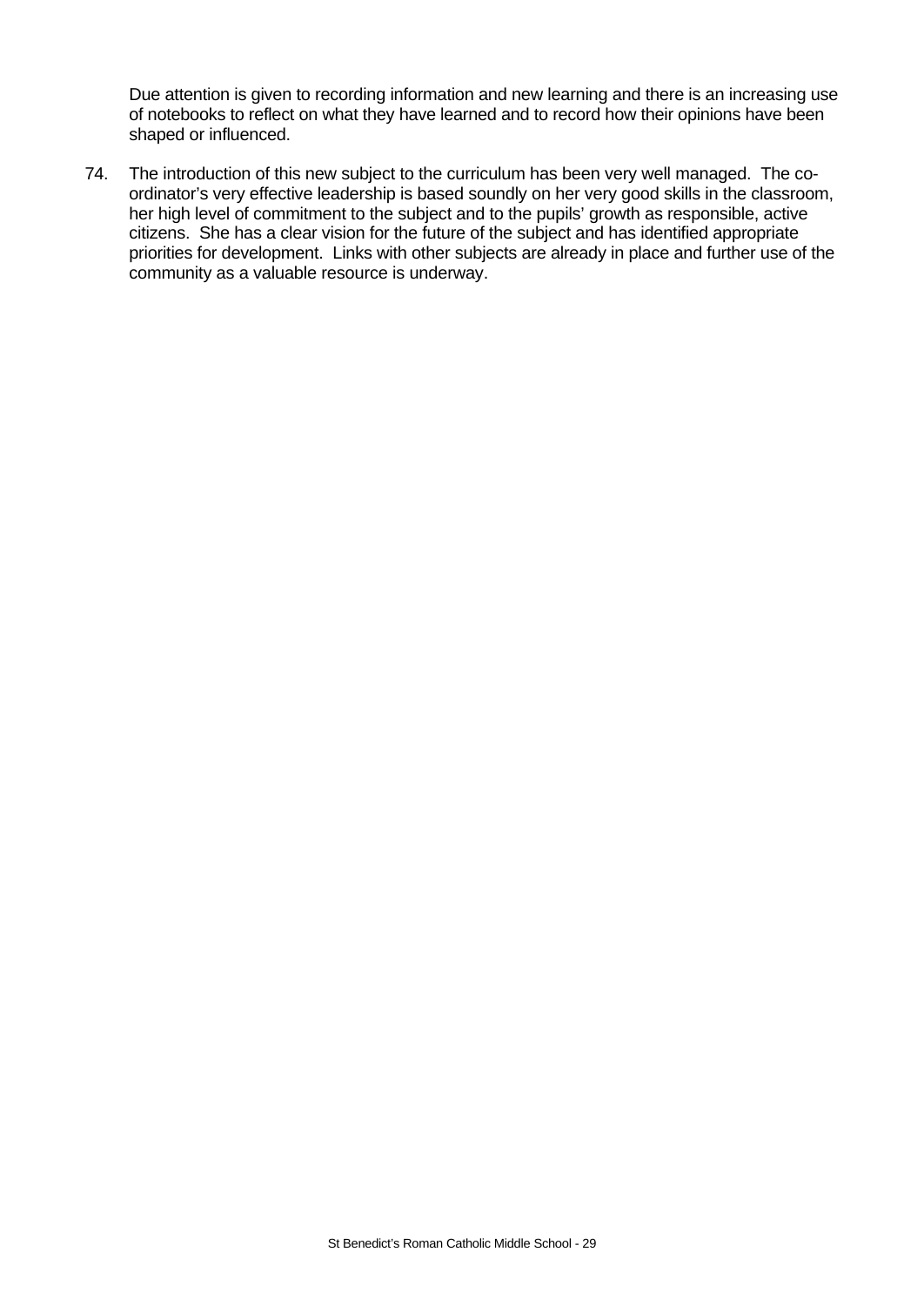Due attention is given to recording information and new learning and there is an increasing use of notebooks to reflect on what they have learned and to record how their opinions have been shaped or influenced.

74. The introduction of this new subject to the curriculum has been very well managed. The co-ordinator's very effective leadership is based soundly on her very good skills in the classroom, her high level of commitment to the subject and to the pupils' growth as responsible, active citizens. She has a clear vision for the future of the subject and has identified appropriate priorities for development. Links with other subjects are already in place and further use of the community as a valuable resource is underway.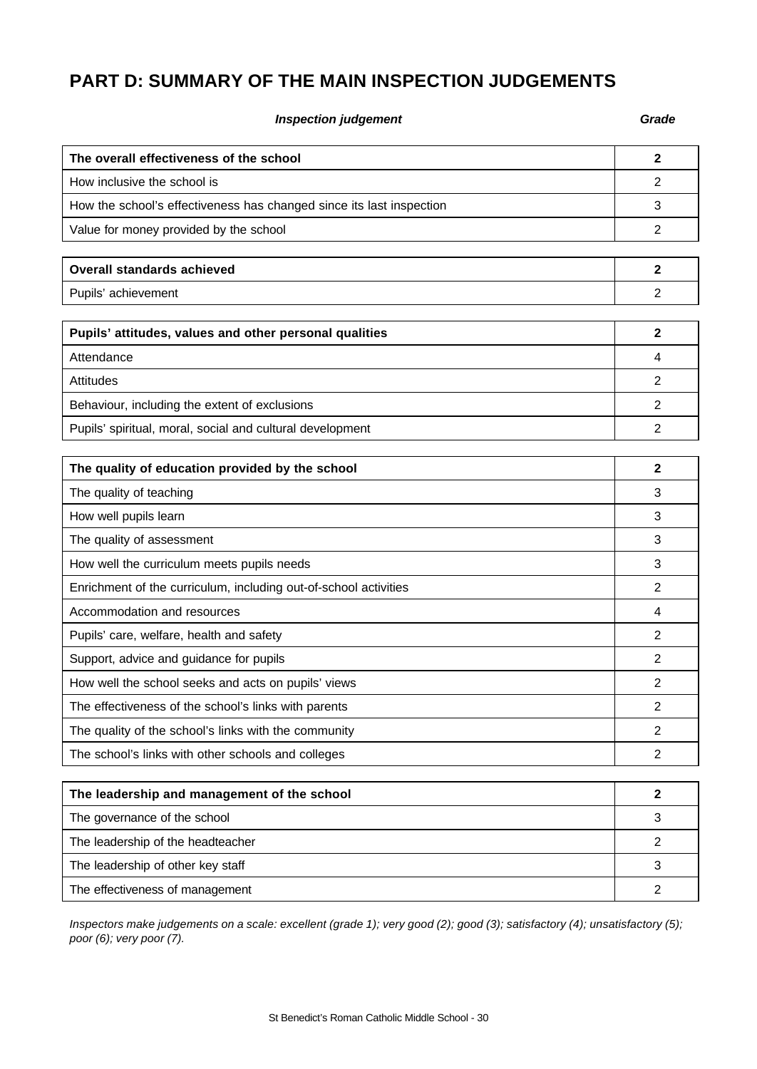# PART D: SUMMARY OF THE MAIN INSPECTION JUDGEMENTS

| *Inspection judgement* | *Grade* |
| --- | --- |
| **The overall effectiveness of the school** | **2** |
| How inclusive the school is | 2 |
| How the school's effectiveness has changed since its last inspection | 3 |
| Value for money provided by the school | 2 |
| **Overall standards achieved** | **2** |
| Pupils' achievement | 2 |
| **Pupils' attitudes, values and other personal qualities** | **2** |
| Attendance | 4 |
| Attitudes | 2 |
| Behaviour, including the extent of exclusions | 2 |
| Pupils' spiritual, moral, social and cultural development | 2 |
| **The quality of education provided by the school** | **2** |
| The quality of teaching | 3 |
| How well pupils learn | 3 |
| The quality of assessment | 3 |
| How well the curriculum meets pupils needs | 3 |
| Enrichment of the curriculum, including out-of-school activities | 2 |
| Accommodation and resources | 4 |
| Pupils' care, welfare, health and safety | 2 |
| Support, advice and guidance for pupils | 2 |
| How well the school seeks and acts on pupils' views | 2 |
| The effectiveness of the school's links with parents | 2 |
| The quality of the school's links with the community | 2 |
| The school's links with other schools and colleges | 2 |
| **The leadership and management of the school** | **2** |
| The governance of the school | 3 |
| The leadership of the headteacher | 2 |
| The leadership of other key staff | 3 |
| The effectiveness of management | 2 |

*Inspectors make judgements on a scale: excellent (grade 1); very good (2); good (3); satisfactory (4); unsatisfactory (5); poor (6); very poor (7).*